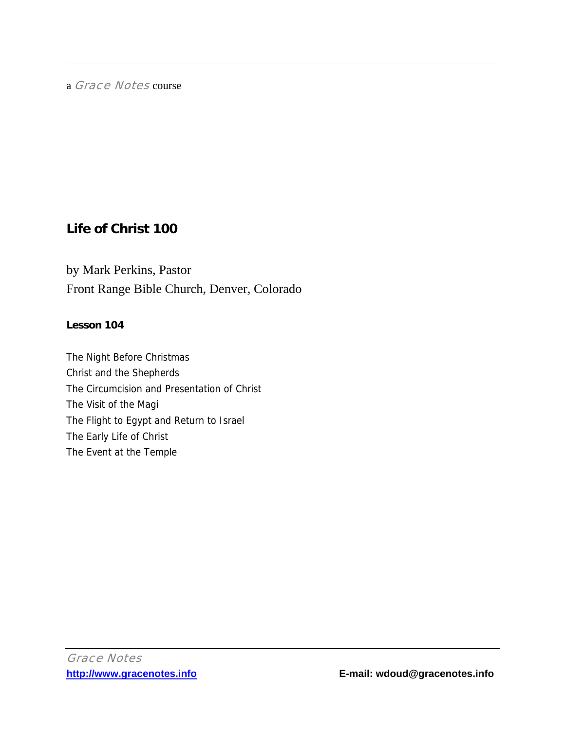a *Grace Notes* course

# Life of Christ 100

by Mark Perkins, Pastor
Front Range Bible Church, Denver, Colorado

**Lesson 104**

The Night Before Christmas
Christ and the Shepherds
The Circumcision and Presentation of Christ
The Visit of the Magi
The Flight to Egypt and Return to Israel
The Early Life of Christ
The Event at the Temple

*Grace Notes*
**http://www.gracenotes.info** **E-mail: wdoud@gracenotes.info**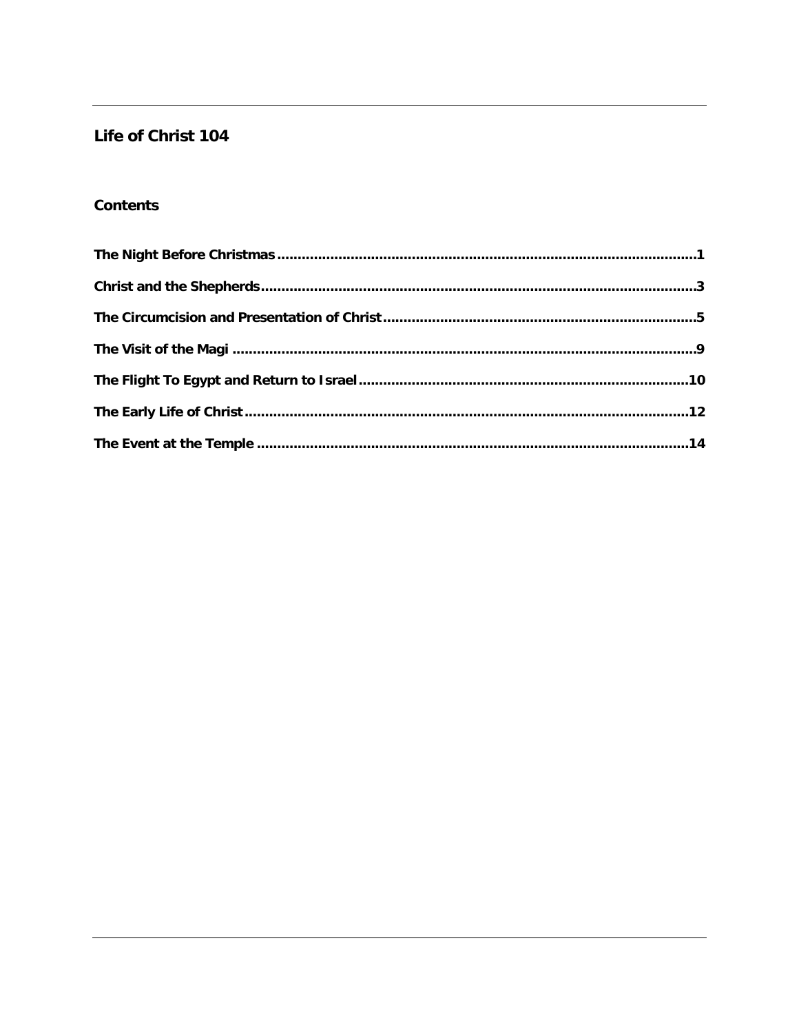# Life of Christ 104

## Contents

**The Night Before Christmas ........................................................................................................1**

**Christ and the Shepherds ............................................................................................................3**

**The Circumcision and Presentation of Christ ..............................................................................5**

**The Visit of the Magi ..................................................................................................................9**

**The Flight To Egypt and Return to Israel ..................................................................................10**

**The Early Life of Christ ..............................................................................................................12**

**The Event at the Temple ...........................................................................................................14**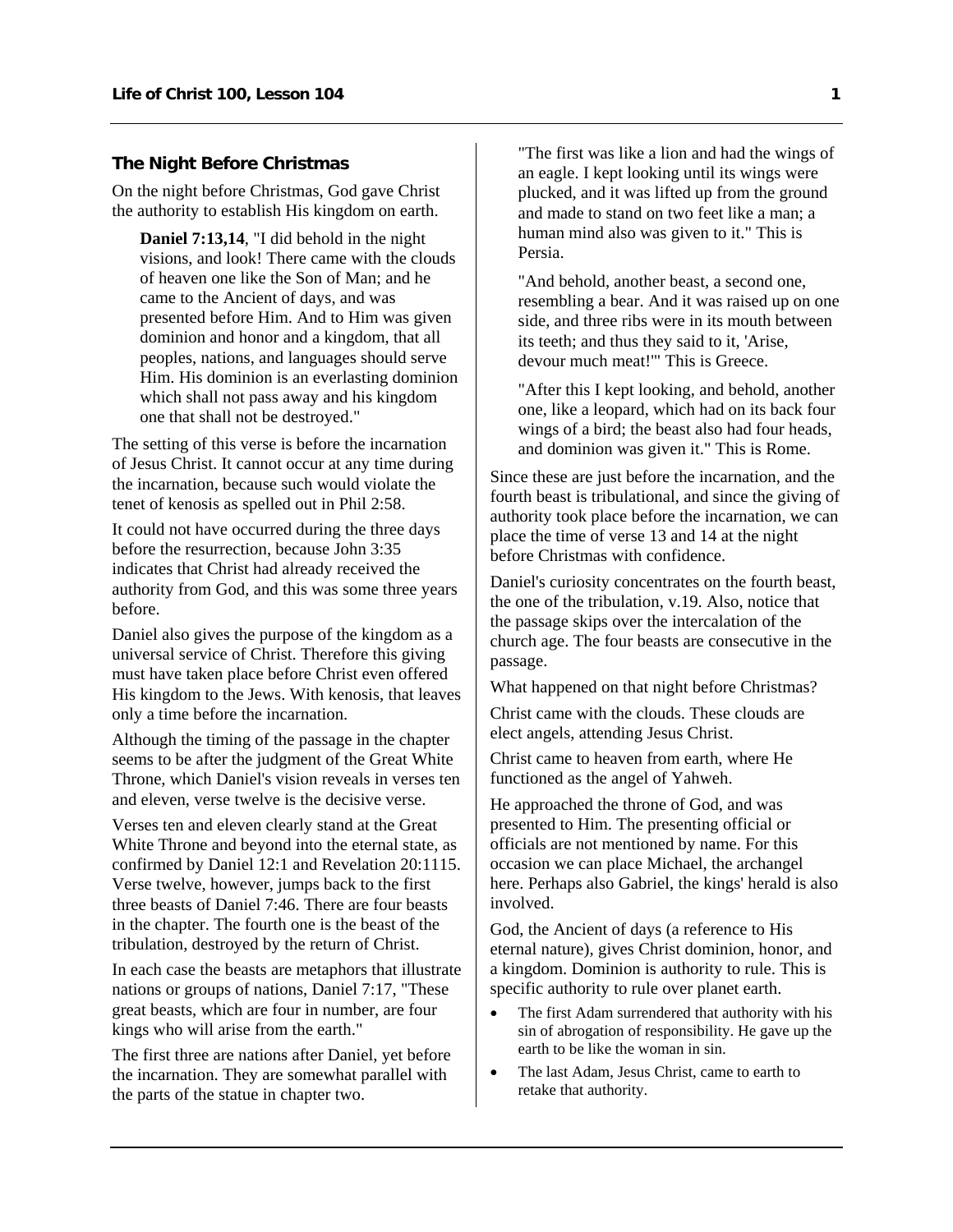## The Night Before Christmas

On the night before Christmas, God gave Christ the authority to establish His kingdom on earth.

> **Daniel 7:13,14**, "I did behold in the night visions, and look! There came with the clouds of heaven one like the Son of Man; and he came to the Ancient of days, and was presented before Him. And to Him was given dominion and honor and a kingdom, that all peoples, nations, and languages should serve Him. His dominion is an everlasting dominion which shall not pass away and his kingdom one that shall not be destroyed."

The setting of this verse is before the incarnation of Jesus Christ. It cannot occur at any time during the incarnation, because such would violate the tenet of kenosis as spelled out in Phil 2:58.

It could not have occurred during the three days before the resurrection, because John 3:35 indicates that Christ had already received the authority from God, and this was some three years before.

Daniel also gives the purpose of the kingdom as a universal service of Christ. Therefore this giving must have taken place before Christ even offered His kingdom to the Jews. With kenosis, that leaves only a time before the incarnation.

Although the timing of the passage in the chapter seems to be after the judgment of the Great White Throne, which Daniel's vision reveals in verses ten and eleven, verse twelve is the decisive verse.

Verses ten and eleven clearly stand at the Great White Throne and beyond into the eternal state, as confirmed by Daniel 12:1 and Revelation 20:1115. Verse twelve, however, jumps back to the first three beasts of Daniel 7:46. There are four beasts in the chapter. The fourth one is the beast of the tribulation, destroyed by the return of Christ.

In each case the beasts are metaphors that illustrate nations or groups of nations, Daniel 7:17, "These great beasts, which are four in number, are four kings who will arise from the earth."

The first three are nations after Daniel, yet before the incarnation. They are somewhat parallel with the parts of the statue in chapter two.

> "The first was like a lion and had the wings of an eagle. I kept looking until its wings were plucked, and it was lifted up from the ground and made to stand on two feet like a man; a human mind also was given to it." This is Persia.
>
> "And behold, another beast, a second one, resembling a bear. And it was raised up on one side, and three ribs were in its mouth between its teeth; and thus they said to it, 'Arise, devour much meat!'" This is Greece.
>
> "After this I kept looking, and behold, another one, like a leopard, which had on its back four wings of a bird; the beast also had four heads, and dominion was given it." This is Rome.

Since these are just before the incarnation, and the fourth beast is tribulational, and since the giving of authority took place before the incarnation, we can place the time of verse 13 and 14 at the night before Christmas with confidence.

Daniel's curiosity concentrates on the fourth beast, the one of the tribulation, v.19. Also, notice that the passage skips over the intercalation of the church age. The four beasts are consecutive in the passage.

What happened on that night before Christmas?

Christ came with the clouds. These clouds are elect angels, attending Jesus Christ.

Christ came to heaven from earth, where He functioned as the angel of Yahweh.

He approached the throne of God, and was presented to Him. The presenting official or officials are not mentioned by name. For this occasion we can place Michael, the archangel here. Perhaps also Gabriel, the kings' herald is also involved.

God, the Ancient of days (a reference to His eternal nature), gives Christ dominion, honor, and a kingdom. Dominion is authority to rule. This is specific authority to rule over planet earth.

- The first Adam surrendered that authority with his sin of abrogation of responsibility. He gave up the earth to be like the woman in sin.
- The last Adam, Jesus Christ, came to earth to retake that authority.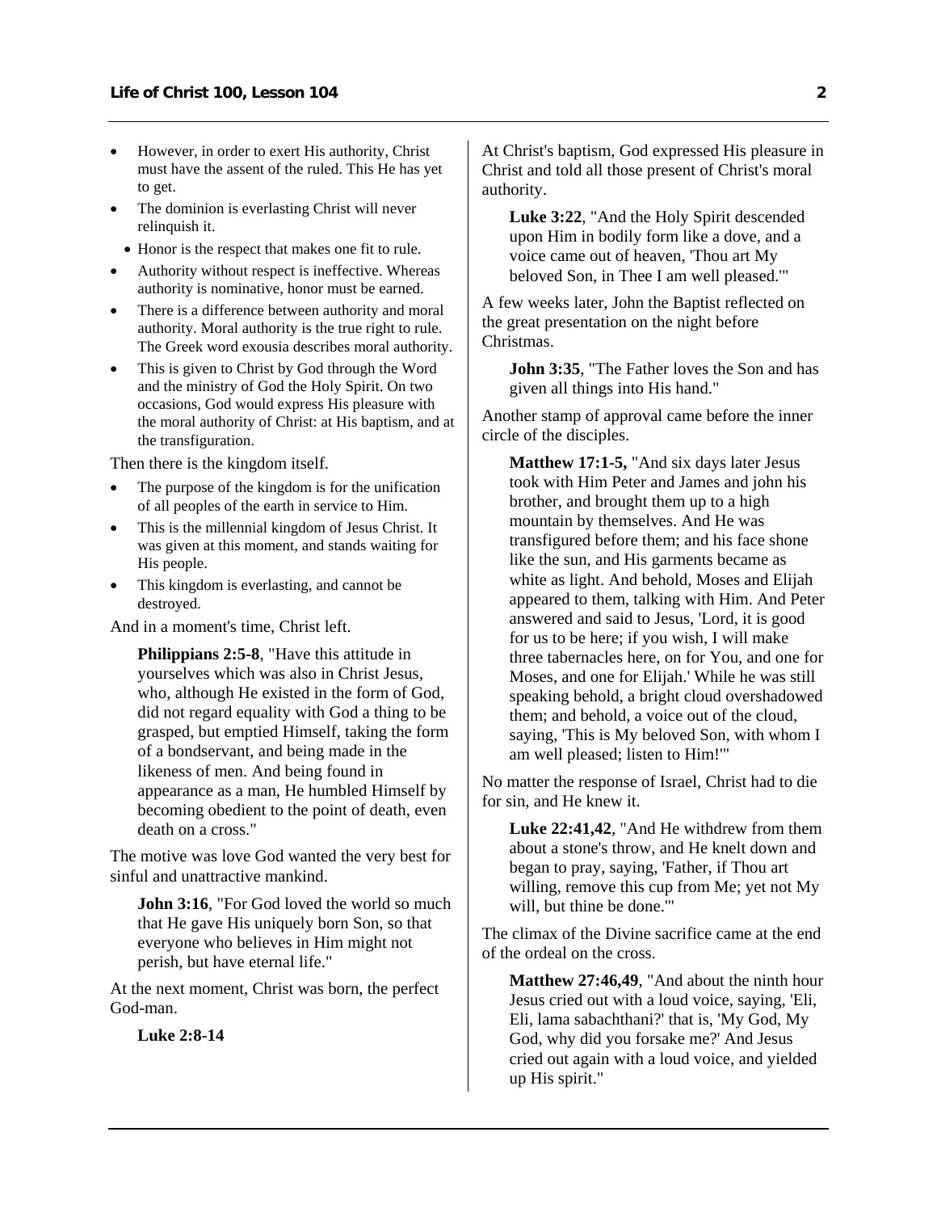- However, in order to exert His authority, Christ must have the assent of the ruled. This He has yet to get.
- The dominion is everlasting Christ will never relinquish it.
  - Honor is the respect that makes one fit to rule.
- Authority without respect is ineffective. Whereas authority is nominative, honor must be earned.
- There is a difference between authority and moral authority. Moral authority is the true right to rule. The Greek word exousia describes moral authority.
- This is given to Christ by God through the Word and the ministry of God the Holy Spirit. On two occasions, God would express His pleasure with the moral authority of Christ: at His baptism, and at the transfiguration.

Then there is the kingdom itself.

- The purpose of the kingdom is for the unification of all peoples of the earth in service to Him.
- This is the millennial kingdom of Jesus Christ. It was given at this moment, and stands waiting for His people.
- This kingdom is everlasting, and cannot be destroyed.

And in a moment's time, Christ left.

> **Philippians 2:5-8**, "Have this attitude in yourselves which was also in Christ Jesus, who, although He existed in the form of God, did not regard equality with God a thing to be grasped, but emptied Himself, taking the form of a bondservant, and being made in the likeness of men. And being found in appearance as a man, He humbled Himself by becoming obedient to the point of death, even death on a cross."

The motive was love God wanted the very best for sinful and unattractive mankind.

> **John 3:16**, "For God loved the world so much that He gave His uniquely born Son, so that everyone who believes in Him might not perish, but have eternal life."

At the next moment, Christ was born, the perfect God-man.

> **Luke 2:8-14**

At Christ's baptism, God expressed His pleasure in Christ and told all those present of Christ's moral authority.

> **Luke 3:22**, "And the Holy Spirit descended upon Him in bodily form like a dove, and a voice came out of heaven, 'Thou art My beloved Son, in Thee I am well pleased.'"

A few weeks later, John the Baptist reflected on the great presentation on the night before Christmas.

> **John 3:35**, "The Father loves the Son and has given all things into His hand."

Another stamp of approval came before the inner circle of the disciples.

> **Matthew 17:1-5,** "And six days later Jesus took with Him Peter and James and john his brother, and brought them up to a high mountain by themselves. And He was transfigured before them; and his face shone like the sun, and His garments became as white as light. And behold, Moses and Elijah appeared to them, talking with Him. And Peter answered and said to Jesus, 'Lord, it is good for us to be here; if you wish, I will make three tabernacles here, on for You, and one for Moses, and one for Elijah.' While he was still speaking behold, a bright cloud overshadowed them; and behold, a voice out of the cloud, saying, 'This is My beloved Son, with whom I am well pleased; listen to Him!'"

No matter the response of Israel, Christ had to die for sin, and He knew it.

> **Luke 22:41,42**, "And He withdrew from them about a stone's throw, and He knelt down and began to pray, saying, 'Father, if Thou art willing, remove this cup from Me; yet not My will, but thine be done.'"

The climax of the Divine sacrifice came at the end of the ordeal on the cross.

> **Matthew 27:46,49**, "And about the ninth hour Jesus cried out with a loud voice, saying, 'Eli, Eli, lama sabachthani?' that is, 'My God, My God, why did you forsake me?' And Jesus cried out again with a loud voice, and yielded up His spirit."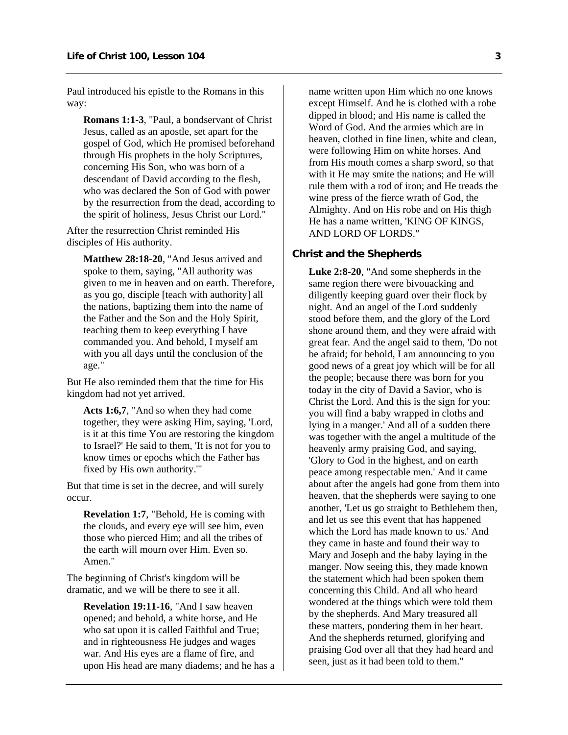Paul introduced his epistle to the Romans in this way:

> **Romans 1:1-3**, "Paul, a bondservant of Christ Jesus, called as an apostle, set apart for the gospel of God, which He promised beforehand through His prophets in the holy Scriptures, concerning His Son, who was born of a descendant of David according to the flesh, who was declared the Son of God with power by the resurrection from the dead, according to the spirit of holiness, Jesus Christ our Lord."

After the resurrection Christ reminded His disciples of His authority.

> **Matthew 28:18-20**, "And Jesus arrived and spoke to them, saying, "All authority was given to me in heaven and on earth. Therefore, as you go, disciple [teach with authority] all the nations, baptizing them into the name of the Father and the Son and the Holy Spirit, teaching them to keep everything I have commanded you. And behold, I myself am with you all days until the conclusion of the age."

But He also reminded them that the time for His kingdom had not yet arrived.

> **Acts 1:6,7**, "And so when they had come together, they were asking Him, saying, 'Lord, is it at this time You are restoring the kingdom to Israel?' He said to them, 'It is not for you to know times or epochs which the Father has fixed by His own authority.'"

But that time is set in the decree, and will surely occur.

> **Revelation 1:7**, "Behold, He is coming with the clouds, and every eye will see him, even those who pierced Him; and all the tribes of the earth will mourn over Him. Even so. Amen."

The beginning of Christ's kingdom will be dramatic, and we will be there to see it all.

> **Revelation 19:11-16**, "And I saw heaven opened; and behold, a white horse, and He who sat upon it is called Faithful and True; and in righteousness He judges and wages war. And His eyes are a flame of fire, and upon His head are many diadems; and he has a name written upon Him which no one knows except Himself. And he is clothed with a robe dipped in blood; and His name is called the Word of God. And the armies which are in heaven, clothed in fine linen, white and clean, were following Him on white horses. And from His mouth comes a sharp sword, so that with it He may smite the nations; and He will rule them with a rod of iron; and He treads the wine press of the fierce wrath of God, the Almighty. And on His robe and on His thigh He has a name written, 'KING OF KINGS, AND LORD OF LORDS."

### Christ and the Shepherds

> **Luke 2:8-20**, "And some shepherds in the same region there were bivouacking and diligently keeping guard over their flock by night. And an angel of the Lord suddenly stood before them, and the glory of the Lord shone around them, and they were afraid with great fear. And the angel said to them, 'Do not be afraid; for behold, I am announcing to you good news of a great joy which will be for all the people; because there was born for you today in the city of David a Savior, who is Christ the Lord. And this is the sign for you: you will find a baby wrapped in cloths and lying in a manger.' And all of a sudden there was together with the angel a multitude of the heavenly army praising God, and saying, 'Glory to God in the highest, and on earth peace among respectable men.' And it came about after the angels had gone from them into heaven, that the shepherds were saying to one another, 'Let us go straight to Bethlehem then, and let us see this event that has happened which the Lord has made known to us.' And they came in haste and found their way to Mary and Joseph and the baby laying in the manger. Now seeing this, they made known the statement which had been spoken them concerning this Child. And all who heard wondered at the things which were told them by the shepherds. And Mary treasured all these matters, pondering them in her heart. And the shepherds returned, glorifying and praising God over all that they had heard and seen, just as it had been told to them."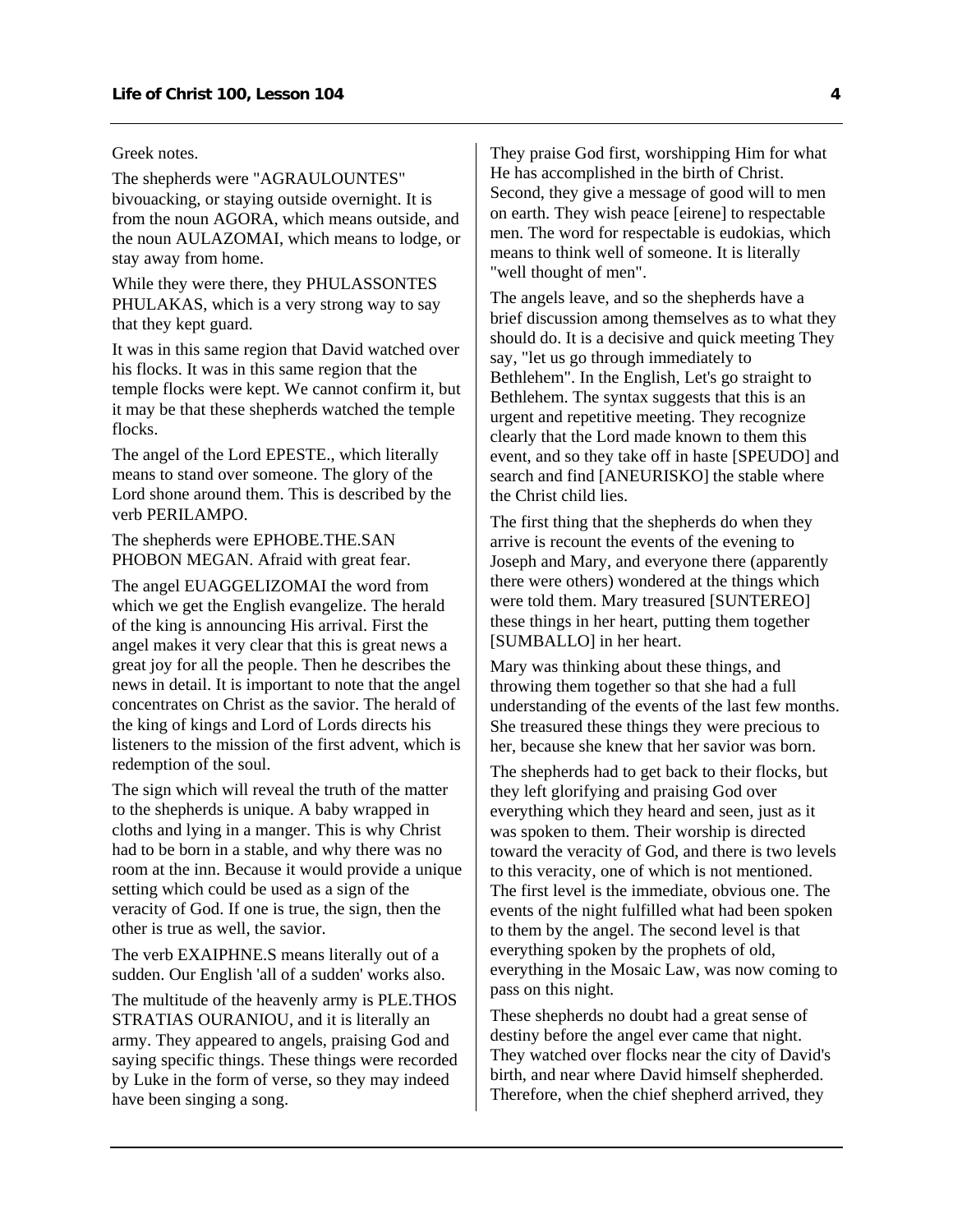Greek notes.

The shepherds were "AGRAULOUNTES" bivouacking, or staying outside overnight. It is from the noun AGORA, which means outside, and the noun AULAZOMAI, which means to lodge, or stay away from home.

While they were there, they PHULASSONTES PHULAKAS, which is a very strong way to say that they kept guard.

It was in this same region that David watched over his flocks. It was in this same region that the temple flocks were kept. We cannot confirm it, but it may be that these shepherds watched the temple flocks.

The angel of the Lord EPESTE., which literally means to stand over someone. The glory of the Lord shone around them. This is described by the verb PERILAMPO.

The shepherds were EPHOBE.THE.SAN PHOBON MEGAN. Afraid with great fear.

The angel EUAGGELIZOMAI the word from which we get the English evangelize. The herald of the king is announcing His arrival. First the angel makes it very clear that this is great news a great joy for all the people. Then he describes the news in detail. It is important to note that the angel concentrates on Christ as the savior. The herald of the king of kings and Lord of Lords directs his listeners to the mission of the first advent, which is redemption of the soul.

The sign which will reveal the truth of the matter to the shepherds is unique. A baby wrapped in cloths and lying in a manger. This is why Christ had to be born in a stable, and why there was no room at the inn. Because it would provide a unique setting which could be used as a sign of the veracity of God. If one is true, the sign, then the other is true as well, the savior.

The verb EXAIPHNE.S means literally out of a sudden. Our English 'all of a sudden' works also.

The multitude of the heavenly army is PLE.THOS STRATIAS OURANIOU, and it is literally an army. They appeared to angels, praising God and saying specific things. These things were recorded by Luke in the form of verse, so they may indeed have been singing a song.

They praise God first, worshipping Him for what He has accomplished in the birth of Christ. Second, they give a message of good will to men on earth. They wish peace [eirene] to respectable men. The word for respectable is eudokias, which means to think well of someone. It is literally "well thought of men".

The angels leave, and so the shepherds have a brief discussion among themselves as to what they should do. It is a decisive and quick meeting They say, "let us go through immediately to Bethlehem". In the English, Let's go straight to Bethlehem. The syntax suggests that this is an urgent and repetitive meeting. They recognize clearly that the Lord made known to them this event, and so they take off in haste [SPEUDO] and search and find [ANEURISKO] the stable where the Christ child lies.

The first thing that the shepherds do when they arrive is recount the events of the evening to Joseph and Mary, and everyone there (apparently there were others) wondered at the things which were told them. Mary treasured [SUNTEREO] these things in her heart, putting them together [SUMBALLO] in her heart.

Mary was thinking about these things, and throwing them together so that she had a full understanding of the events of the last few months. She treasured these things they were precious to her, because she knew that her savior was born.

The shepherds had to get back to their flocks, but they left glorifying and praising God over everything which they heard and seen, just as it was spoken to them. Their worship is directed toward the veracity of God, and there is two levels to this veracity, one of which is not mentioned. The first level is the immediate, obvious one. The events of the night fulfilled what had been spoken to them by the angel. The second level is that everything spoken by the prophets of old, everything in the Mosaic Law, was now coming to pass on this night.

These shepherds no doubt had a great sense of destiny before the angel ever came that night. They watched over flocks near the city of David's birth, and near where David himself shepherded. Therefore, when the chief shepherd arrived, they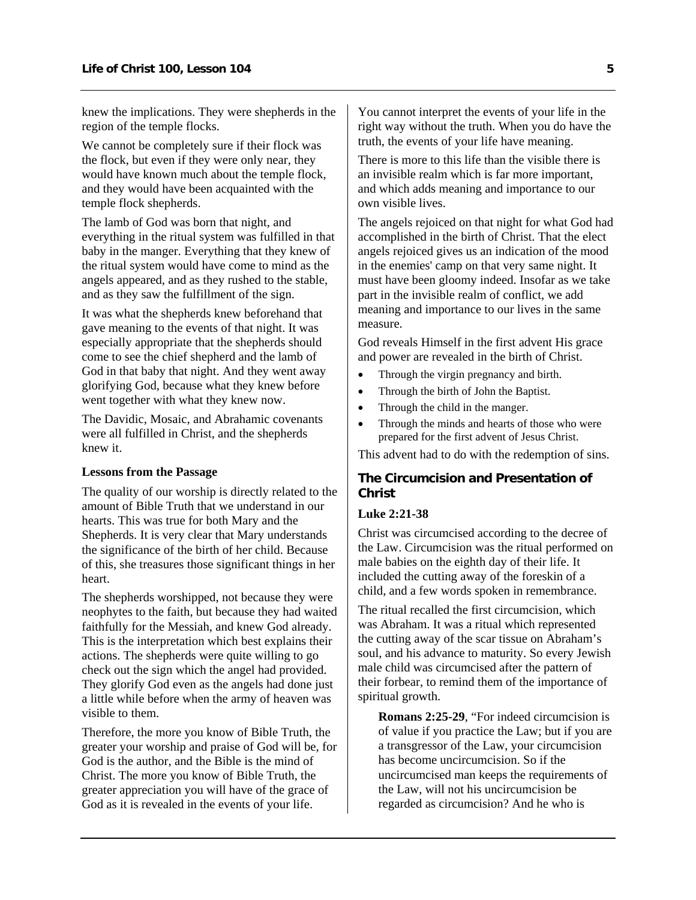knew the implications. They were shepherds in the region of the temple flocks.

We cannot be completely sure if their flock was the flock, but even if they were only near, they would have known much about the temple flock, and they would have been acquainted with the temple flock shepherds.

The lamb of God was born that night, and everything in the ritual system was fulfilled in that baby in the manger. Everything that they knew of the ritual system would have come to mind as the angels appeared, and as they rushed to the stable, and as they saw the fulfillment of the sign.

It was what the shepherds knew beforehand that gave meaning to the events of that night. It was especially appropriate that the shepherds should come to see the chief shepherd and the lamb of God in that baby that night. And they went away glorifying God, because what they knew before went together with what they knew now.

The Davidic, Mosaic, and Abrahamic covenants were all fulfilled in Christ, and the shepherds knew it.

**Lessons from the Passage**

The quality of our worship is directly related to the amount of Bible Truth that we understand in our hearts. This was true for both Mary and the Shepherds. It is very clear that Mary understands the significance of the birth of her child. Because of this, she treasures those significant things in her heart.

The shepherds worshipped, not because they were neophytes to the faith, but because they had waited faithfully for the Messiah, and knew God already. This is the interpretation which best explains their actions. The shepherds were quite willing to go check out the sign which the angel had provided. They glorify God even as the angels had done just a little while before when the army of heaven was visible to them.

Therefore, the more you know of Bible Truth, the greater your worship and praise of God will be, for God is the author, and the Bible is the mind of Christ. The more you know of Bible Truth, the greater appreciation you will have of the grace of God as it is revealed in the events of your life.

You cannot interpret the events of your life in the right way without the truth. When you do have the truth, the events of your life have meaning.

There is more to this life than the visible there is an invisible realm which is far more important, and which adds meaning and importance to our own visible lives.

The angels rejoiced on that night for what God had accomplished in the birth of Christ. That the elect angels rejoiced gives us an indication of the mood in the enemies' camp on that very same night. It must have been gloomy indeed. Insofar as we take part in the invisible realm of conflict, we add meaning and importance to our lives in the same measure.

God reveals Himself in the first advent His grace and power are revealed in the birth of Christ.

- Through the virgin pregnancy and birth.
- Through the birth of John the Baptist.
- Through the child in the manger.
- Through the minds and hearts of those who were prepared for the first advent of Jesus Christ.

This advent had to do with the redemption of sins.

## The Circumcision and Presentation of Christ

**Luke 2:21-38**

Christ was circumcised according to the decree of the Law. Circumcision was the ritual performed on male babies on the eighth day of their life. It included the cutting away of the foreskin of a child, and a few words spoken in remembrance.

The ritual recalled the first circumcision, which was Abraham. It was a ritual which represented the cutting away of the scar tissue on Abraham's soul, and his advance to maturity. So every Jewish male child was circumcised after the pattern of their forbear, to remind them of the importance of spiritual growth.

> **Romans 2:25-29**, "For indeed circumcision is of value if you practice the Law; but if you are a transgressor of the Law, your circumcision has become uncircumcision. So if the uncircumcised man keeps the requirements of the Law, will not his uncircumcision be regarded as circumcision? And he who is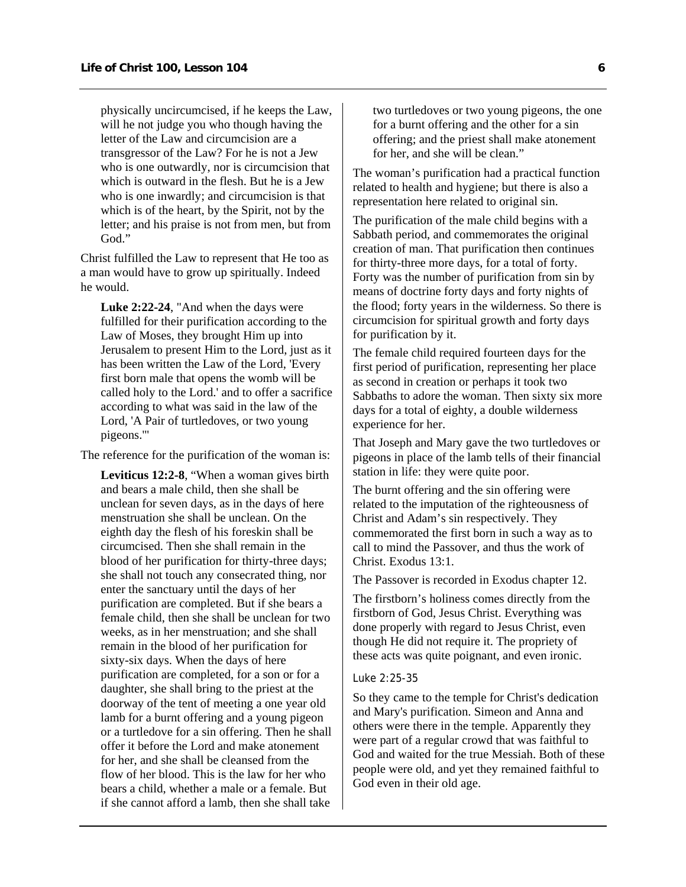physically uncircumcised, if he keeps the Law, will he not judge you who though having the letter of the Law and circumcision are a transgressor of the Law? For he is not a Jew who is one outwardly, nor is circumcision that which is outward in the flesh. But he is a Jew who is one inwardly; and circumcision is that which is of the heart, by the Spirit, not by the letter; and his praise is not from men, but from God."

Christ fulfilled the Law to represent that He too as a man would have to grow up spiritually. Indeed he would.

> **Luke 2:22-24**, "And when the days were fulfilled for their purification according to the Law of Moses, they brought Him up into Jerusalem to present Him to the Lord, just as it has been written the Law of the Lord, 'Every first born male that opens the womb will be called holy to the Lord.' and to offer a sacrifice according to what was said in the law of the Lord, 'A Pair of turtledoves, or two young pigeons.'"

The reference for the purification of the woman is:

> **Leviticus 12:2-8**, "When a woman gives birth and bears a male child, then she shall be unclean for seven days, as in the days of here menstruation she shall be unclean. On the eighth day the flesh of his foreskin shall be circumcised. Then she shall remain in the blood of her purification for thirty-three days; she shall not touch any consecrated thing, nor enter the sanctuary until the days of her purification are completed. But if she bears a female child, then she shall be unclean for two weeks, as in her menstruation; and she shall remain in the blood of her purification for sixty-six days. When the days of here purification are completed, for a son or for a daughter, she shall bring to the priest at the doorway of the tent of meeting a one year old lamb for a burnt offering and a young pigeon or a turtledove for a sin offering. Then he shall offer it before the Lord and make atonement for her, and she shall be cleansed from the flow of her blood. This is the law for her who bears a child, whether a male or a female. But if she cannot afford a lamb, then she shall take two turtledoves or two young pigeons, the one for a burnt offering and the other for a sin offering; and the priest shall make atonement for her, and she will be clean."

The woman's purification had a practical function related to health and hygiene; but there is also a representation here related to original sin.

The purification of the male child begins with a Sabbath period, and commemorates the original creation of man. That purification then continues for thirty-three more days, for a total of forty. Forty was the number of purification from sin by means of doctrine forty days and forty nights of the flood; forty years in the wilderness. So there is circumcision for spiritual growth and forty days for purification by it.

The female child required fourteen days for the first period of purification, representing her place as second in creation or perhaps it took two Sabbaths to adore the woman. Then sixty six more days for a total of eighty, a double wilderness experience for her.

That Joseph and Mary gave the two turtledoves or pigeons in place of the lamb tells of their financial station in life: they were quite poor.

The burnt offering and the sin offering were related to the imputation of the righteousness of Christ and Adam's sin respectively. They commemorated the first born in such a way as to call to mind the Passover, and thus the work of Christ. Exodus 13:1.

The Passover is recorded in Exodus chapter 12.

The firstborn's holiness comes directly from the firstborn of God, Jesus Christ. Everything was done properly with regard to Jesus Christ, even though He did not require it. The propriety of these acts was quite poignant, and even ironic.

### Luke 2:25-35

So they came to the temple for Christ's dedication and Mary's purification. Simeon and Anna and others were there in the temple. Apparently they were part of a regular crowd that was faithful to God and waited for the true Messiah. Both of these people were old, and yet they remained faithful to God even in their old age.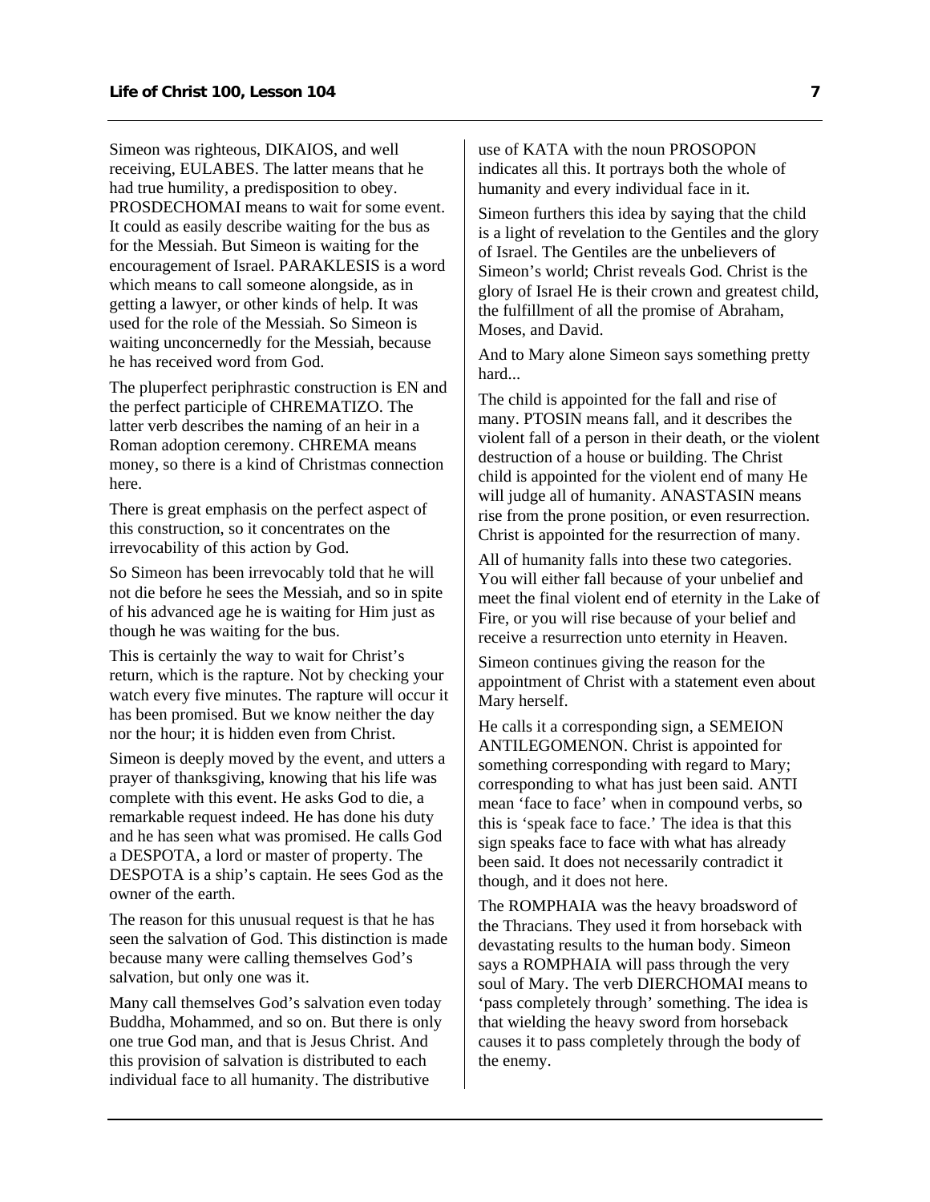Simeon was righteous, DIKAIOS, and well receiving, EULABES. The latter means that he had true humility, a predisposition to obey. PROSDECHOMAI means to wait for some event. It could as easily describe waiting for the bus as for the Messiah. But Simeon is waiting for the encouragement of Israel. PARAKLESIS is a word which means to call someone alongside, as in getting a lawyer, or other kinds of help. It was used for the role of the Messiah. So Simeon is waiting unconcernedly for the Messiah, because he has received word from God.

The pluperfect periphrastic construction is EN and the perfect participle of CHREMATIZO. The latter verb describes the naming of an heir in a Roman adoption ceremony. CHREMA means money, so there is a kind of Christmas connection here.

There is great emphasis on the perfect aspect of this construction, so it concentrates on the irrevocability of this action by God.

So Simeon has been irrevocably told that he will not die before he sees the Messiah, and so in spite of his advanced age he is waiting for Him just as though he was waiting for the bus.

This is certainly the way to wait for Christ's return, which is the rapture. Not by checking your watch every five minutes. The rapture will occur it has been promised. But we know neither the day nor the hour; it is hidden even from Christ.

Simeon is deeply moved by the event, and utters a prayer of thanksgiving, knowing that his life was complete with this event. He asks God to die, a remarkable request indeed. He has done his duty and he has seen what was promised. He calls God a DESPOTA, a lord or master of property. The DESPOTA is a ship's captain. He sees God as the owner of the earth.

The reason for this unusual request is that he has seen the salvation of God. This distinction is made because many were calling themselves God's salvation, but only one was it.

Many call themselves God's salvation even today Buddha, Mohammed, and so on. But there is only one true God man, and that is Jesus Christ. And this provision of salvation is distributed to each individual face to all humanity. The distributive use of KATA with the noun PROSOPON indicates all this. It portrays both the whole of humanity and every individual face in it.

Simeon furthers this idea by saying that the child is a light of revelation to the Gentiles and the glory of Israel. The Gentiles are the unbelievers of Simeon's world; Christ reveals God. Christ is the glory of Israel He is their crown and greatest child, the fulfillment of all the promise of Abraham, Moses, and David.

And to Mary alone Simeon says something pretty hard...

The child is appointed for the fall and rise of many. PTOSIN means fall, and it describes the violent fall of a person in their death, or the violent destruction of a house or building. The Christ child is appointed for the violent end of many He will judge all of humanity. ANASTASIN means rise from the prone position, or even resurrection. Christ is appointed for the resurrection of many.

All of humanity falls into these two categories. You will either fall because of your unbelief and meet the final violent end of eternity in the Lake of Fire, or you will rise because of your belief and receive a resurrection unto eternity in Heaven.

Simeon continues giving the reason for the appointment of Christ with a statement even about Mary herself.

He calls it a corresponding sign, a SEMEION ANTILEGOMENON. Christ is appointed for something corresponding with regard to Mary; corresponding to what has just been said. ANTI mean 'face to face' when in compound verbs, so this is 'speak face to face.' The idea is that this sign speaks face to face with what has already been said. It does not necessarily contradict it though, and it does not here.

The ROMPHAIA was the heavy broadsword of the Thracians. They used it from horseback with devastating results to the human body. Simeon says a ROMPHAIA will pass through the very soul of Mary. The verb DIERCHOMAI means to 'pass completely through' something. The idea is that wielding the heavy sword from horseback causes it to pass completely through the body of the enemy.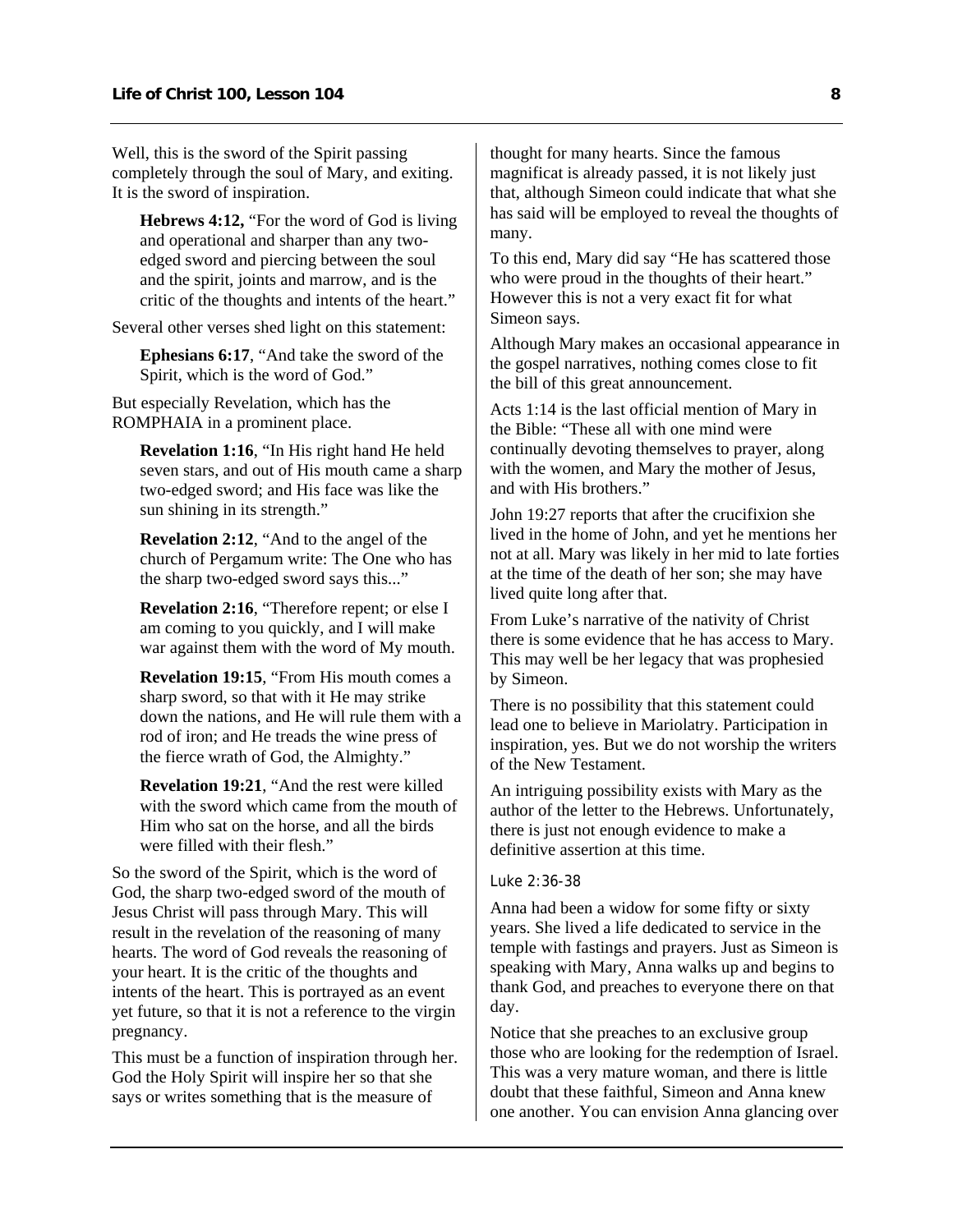Well, this is the sword of the Spirit passing completely through the soul of Mary, and exiting. It is the sword of inspiration.

> **Hebrews 4:12,** "For the word of God is living and operational and sharper than any two-edged sword and piercing between the soul and the spirit, joints and marrow, and is the critic of the thoughts and intents of the heart."

Several other verses shed light on this statement:

> **Ephesians 6:17**, "And take the sword of the Spirit, which is the word of God."

But especially Revelation, which has the ROMPHAIA in a prominent place.

> **Revelation 1:16**, "In His right hand He held seven stars, and out of His mouth came a sharp two-edged sword; and His face was like the sun shining in its strength."

> **Revelation 2:12**, "And to the angel of the church of Pergamum write: The One who has the sharp two-edged sword says this..."

> **Revelation 2:16**, "Therefore repent; or else I am coming to you quickly, and I will make war against them with the word of My mouth.

> **Revelation 19:15**, "From His mouth comes a sharp sword, so that with it He may strike down the nations, and He will rule them with a rod of iron; and He treads the wine press of the fierce wrath of God, the Almighty."

> **Revelation 19:21**, "And the rest were killed with the sword which came from the mouth of Him who sat on the horse, and all the birds were filled with their flesh."

So the sword of the Spirit, which is the word of God, the sharp two-edged sword of the mouth of Jesus Christ will pass through Mary. This will result in the revelation of the reasoning of many hearts. The word of God reveals the reasoning of your heart. It is the critic of the thoughts and intents of the heart. This is portrayed as an event yet future, so that it is not a reference to the virgin pregnancy.

This must be a function of inspiration through her. God the Holy Spirit will inspire her so that she says or writes something that is the measure of thought for many hearts. Since the famous magnificat is already passed, it is not likely just that, although Simeon could indicate that what she has said will be employed to reveal the thoughts of many.

To this end, Mary did say "He has scattered those who were proud in the thoughts of their heart." However this is not a very exact fit for what Simeon says.

Although Mary makes an occasional appearance in the gospel narratives, nothing comes close to fit the bill of this great announcement.

Acts 1:14 is the last official mention of Mary in the Bible: "These all with one mind were continually devoting themselves to prayer, along with the women, and Mary the mother of Jesus, and with His brothers."

John 19:27 reports that after the crucifixion she lived in the home of John, and yet he mentions her not at all. Mary was likely in her mid to late forties at the time of the death of her son; she may have lived quite long after that.

From Luke's narrative of the nativity of Christ there is some evidence that he has access to Mary. This may well be her legacy that was prophesied by Simeon.

There is no possibility that this statement could lead one to believe in Mariolatry. Participation in inspiration, yes. But we do not worship the writers of the New Testament.

An intriguing possibility exists with Mary as the author of the letter to the Hebrews. Unfortunately, there is just not enough evidence to make a definitive assertion at this time.

### Luke 2:36-38

Anna had been a widow for some fifty or sixty years. She lived a life dedicated to service in the temple with fastings and prayers. Just as Simeon is speaking with Mary, Anna walks up and begins to thank God, and preaches to everyone there on that day.

Notice that she preaches to an exclusive group those who are looking for the redemption of Israel. This was a very mature woman, and there is little doubt that these faithful, Simeon and Anna knew one another. You can envision Anna glancing over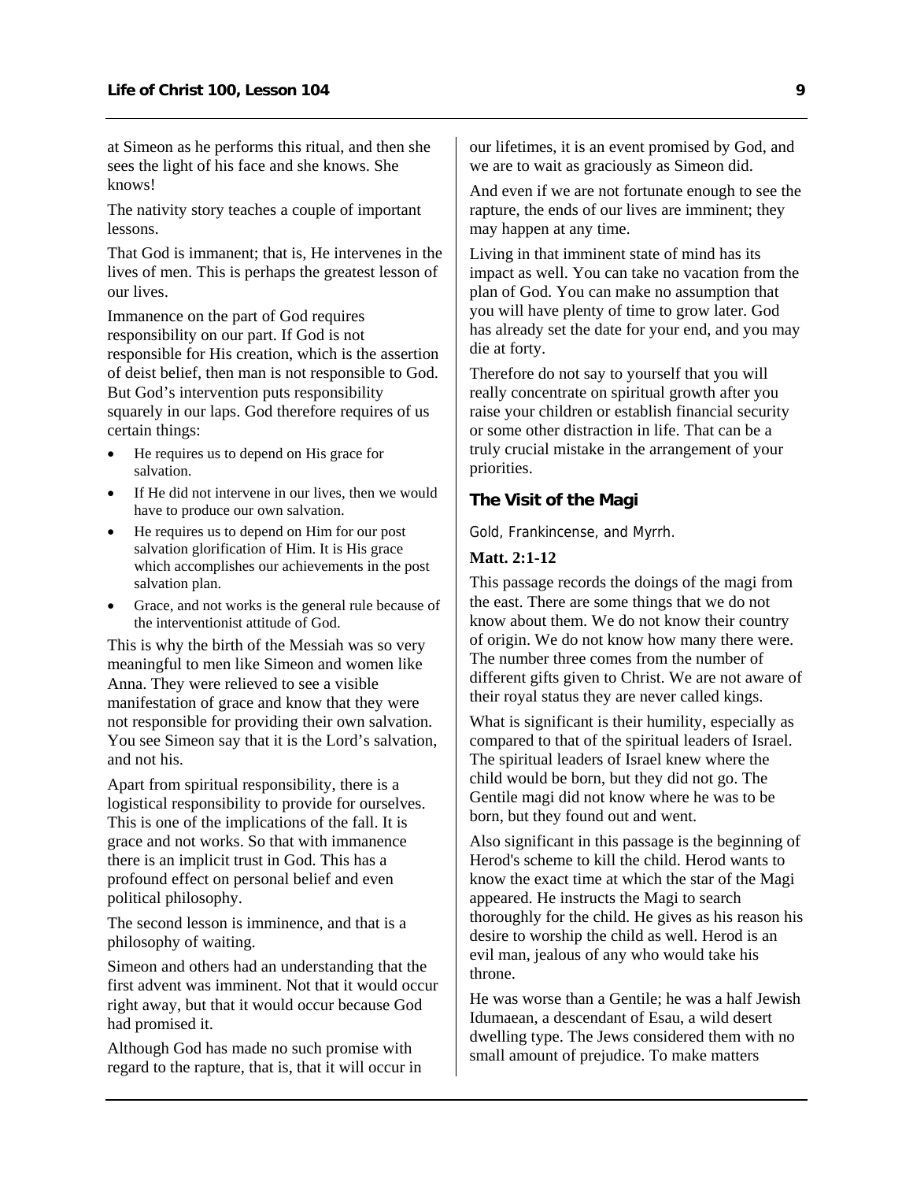at Simeon as he performs this ritual, and then she sees the light of his face and she knows. She knows!

The nativity story teaches a couple of important lessons.

That God is immanent; that is, He intervenes in the lives of men. This is perhaps the greatest lesson of our lives.

Immanence on the part of God requires responsibility on our part. If God is not responsible for His creation, which is the assertion of deist belief, then man is not responsible to God. But God's intervention puts responsibility squarely in our laps. God therefore requires of us certain things:

- He requires us to depend on His grace for salvation.
- If He did not intervene in our lives, then we would have to produce our own salvation.
- He requires us to depend on Him for our post salvation glorification of Him. It is His grace which accomplishes our achievements in the post salvation plan.
- Grace, and not works is the general rule because of the interventionist attitude of God.

This is why the birth of the Messiah was so very meaningful to men like Simeon and women like Anna. They were relieved to see a visible manifestation of grace and know that they were not responsible for providing their own salvation. You see Simeon say that it is the Lord's salvation, and not his.

Apart from spiritual responsibility, there is a logistical responsibility to provide for ourselves. This is one of the implications of the fall. It is grace and not works. So that with immanence there is an implicit trust in God. This has a profound effect on personal belief and even political philosophy.

The second lesson is imminence, and that is a philosophy of waiting.

Simeon and others had an understanding that the first advent was imminent. Not that it would occur right away, but that it would occur because God had promised it.

Although God has made no such promise with regard to the rapture, that is, that it will occur in our lifetimes, it is an event promised by God, and we are to wait as graciously as Simeon did.

And even if we are not fortunate enough to see the rapture, the ends of our lives are imminent; they may happen at any time.

Living in that imminent state of mind has its impact as well. You can take no vacation from the plan of God. You can make no assumption that you will have plenty of time to grow later. God has already set the date for your end, and you may die at forty.

Therefore do not say to yourself that you will really concentrate on spiritual growth after you raise your children or establish financial security or some other distraction in life. That can be a truly crucial mistake in the arrangement of your priorities.

## The Visit of the Magi

Gold, Frankincense, and Myrrh.

**Matt. 2:1-12**

This passage records the doings of the magi from the east. There are some things that we do not know about them. We do not know their country of origin. We do not know how many there were. The number three comes from the number of different gifts given to Christ. We are not aware of their royal status they are never called kings.

What is significant is their humility, especially as compared to that of the spiritual leaders of Israel. The spiritual leaders of Israel knew where the child would be born, but they did not go. The Gentile magi did not know where he was to be born, but they found out and went.

Also significant in this passage is the beginning of Herod's scheme to kill the child. Herod wants to know the exact time at which the star of the Magi appeared. He instructs the Magi to search thoroughly for the child. He gives as his reason his desire to worship the child as well. Herod is an evil man, jealous of any who would take his throne.

He was worse than a Gentile; he was a half Jewish Idumaean, a descendant of Esau, a wild desert dwelling type. The Jews considered them with no small amount of prejudice. To make matters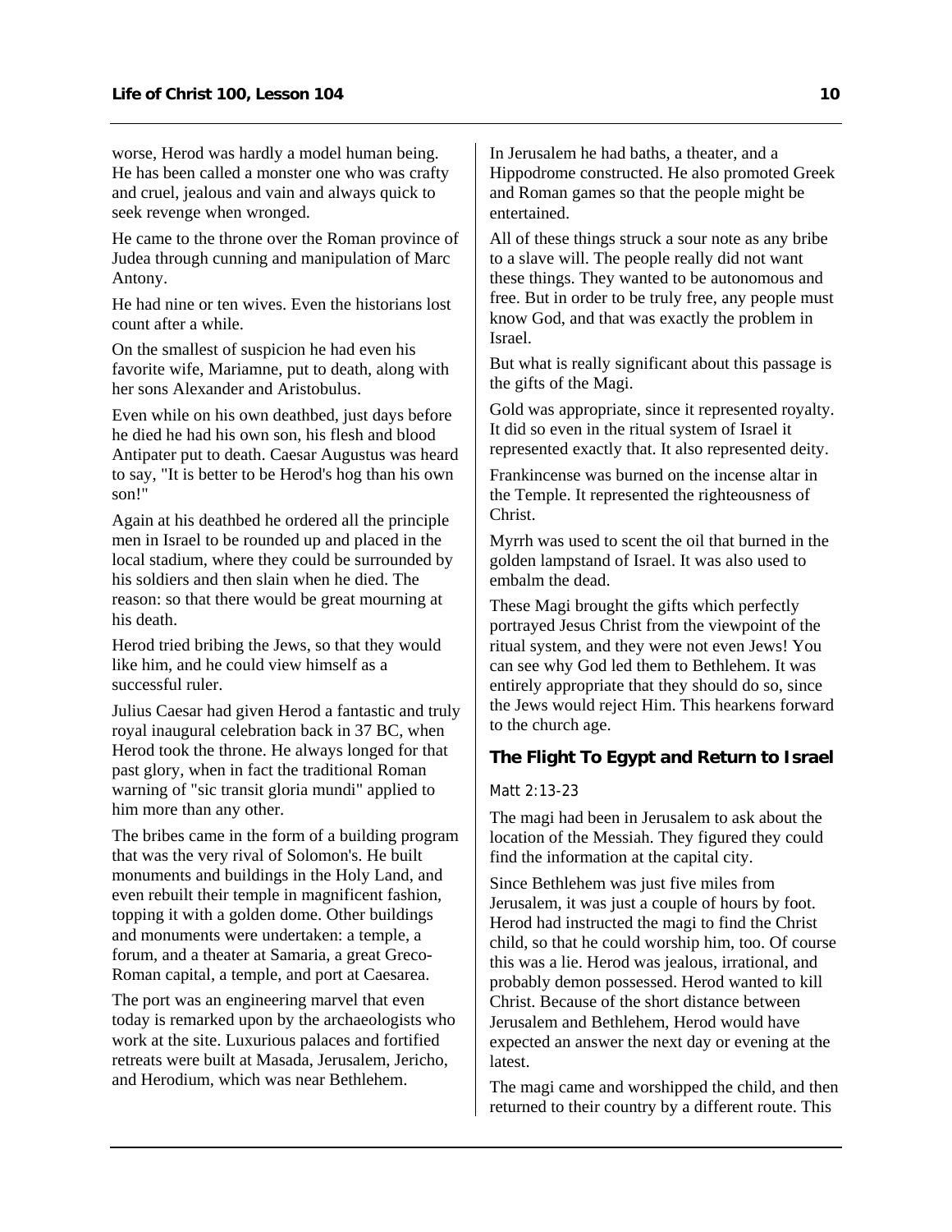worse, Herod was hardly a model human being. He has been called a monster one who was crafty and cruel, jealous and vain and always quick to seek revenge when wronged.

He came to the throne over the Roman province of Judea through cunning and manipulation of Marc Antony.

He had nine or ten wives. Even the historians lost count after a while.

On the smallest of suspicion he had even his favorite wife, Mariamne, put to death, along with her sons Alexander and Aristobulus.

Even while on his own deathbed, just days before he died he had his own son, his flesh and blood Antipater put to death. Caesar Augustus was heard to say, "It is better to be Herod's hog than his own son!"

Again at his deathbed he ordered all the principle men in Israel to be rounded up and placed in the local stadium, where they could be surrounded by his soldiers and then slain when he died. The reason: so that there would be great mourning at his death.

Herod tried bribing the Jews, so that they would like him, and he could view himself as a successful ruler.

Julius Caesar had given Herod a fantastic and truly royal inaugural celebration back in 37 BC, when Herod took the throne. He always longed for that past glory, when in fact the traditional Roman warning of "sic transit gloria mundi" applied to him more than any other.

The bribes came in the form of a building program that was the very rival of Solomon's. He built monuments and buildings in the Holy Land, and even rebuilt their temple in magnificent fashion, topping it with a golden dome. Other buildings and monuments were undertaken: a temple, a forum, and a theater at Samaria, a great Greco-Roman capital, a temple, and port at Caesarea.

The port was an engineering marvel that even today is remarked upon by the archaeologists who work at the site. Luxurious palaces and fortified retreats were built at Masada, Jerusalem, Jericho, and Herodium, which was near Bethlehem.

In Jerusalem he had baths, a theater, and a Hippodrome constructed. He also promoted Greek and Roman games so that the people might be entertained.

All of these things struck a sour note as any bribe to a slave will. The people really did not want these things. They wanted to be autonomous and free. But in order to be truly free, any people must know God, and that was exactly the problem in Israel.

But what is really significant about this passage is the gifts of the Magi.

Gold was appropriate, since it represented royalty. It did so even in the ritual system of Israel it represented exactly that. It also represented deity.

Frankincense was burned on the incense altar in the Temple. It represented the righteousness of Christ.

Myrrh was used to scent the oil that burned in the golden lampstand of Israel. It was also used to embalm the dead.

These Magi brought the gifts which perfectly portrayed Jesus Christ from the viewpoint of the ritual system, and they were not even Jews! You can see why God led them to Bethlehem. It was entirely appropriate that they should do so, since the Jews would reject Him. This hearkens forward to the church age.

### The Flight To Egypt and Return to Israel

Matt 2:13-23

The magi had been in Jerusalem to ask about the location of the Messiah. They figured they could find the information at the capital city.

Since Bethlehem was just five miles from Jerusalem, it was just a couple of hours by foot. Herod had instructed the magi to find the Christ child, so that he could worship him, too. Of course this was a lie. Herod was jealous, irrational, and probably demon possessed. Herod wanted to kill Christ. Because of the short distance between Jerusalem and Bethlehem, Herod would have expected an answer the next day or evening at the latest.

The magi came and worshipped the child, and then returned to their country by a different route. This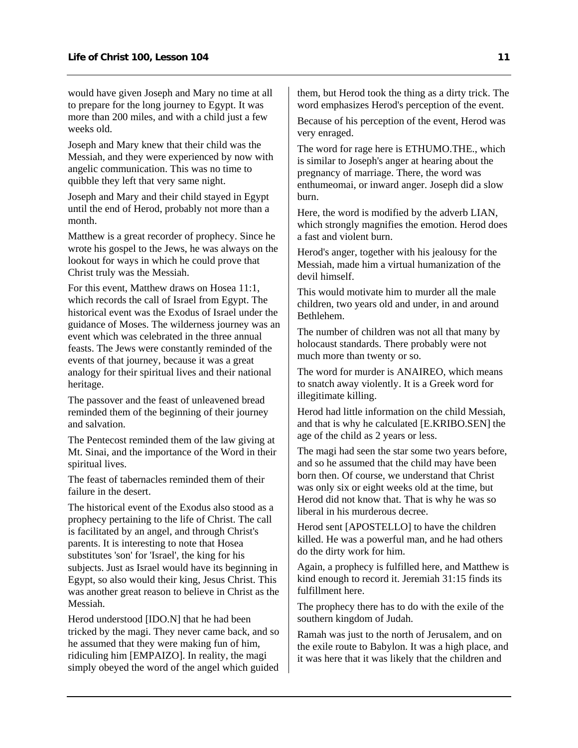would have given Joseph and Mary no time at all to prepare for the long journey to Egypt. It was more than 200 miles, and with a child just a few weeks old.

Joseph and Mary knew that their child was the Messiah, and they were experienced by now with angelic communication. This was no time to quibble they left that very same night.

Joseph and Mary and their child stayed in Egypt until the end of Herod, probably not more than a month.

Matthew is a great recorder of prophecy. Since he wrote his gospel to the Jews, he was always on the lookout for ways in which he could prove that Christ truly was the Messiah.

For this event, Matthew draws on Hosea 11:1, which records the call of Israel from Egypt. The historical event was the Exodus of Israel under the guidance of Moses. The wilderness journey was an event which was celebrated in the three annual feasts. The Jews were constantly reminded of the events of that journey, because it was a great analogy for their spiritual lives and their national heritage.

The passover and the feast of unleavened bread reminded them of the beginning of their journey and salvation.

The Pentecost reminded them of the law giving at Mt. Sinai, and the importance of the Word in their spiritual lives.

The feast of tabernacles reminded them of their failure in the desert.

The historical event of the Exodus also stood as a prophecy pertaining to the life of Christ. The call is facilitated by an angel, and through Christ's parents. It is interesting to note that Hosea substitutes 'son' for 'Israel', the king for his subjects. Just as Israel would have its beginning in Egypt, so also would their king, Jesus Christ. This was another great reason to believe in Christ as the Messiah.

Herod understood [IDO.N] that he had been tricked by the magi. They never came back, and so he assumed that they were making fun of him, ridiculing him [EMPAIZO]. In reality, the magi simply obeyed the word of the angel which guided them, but Herod took the thing as a dirty trick. The word emphasizes Herod's perception of the event.

Because of his perception of the event, Herod was very enraged.

The word for rage here is ETHUMO.THE., which is similar to Joseph's anger at hearing about the pregnancy of marriage. There, the word was enthumeomai, or inward anger. Joseph did a slow burn.

Here, the word is modified by the adverb LIAN, which strongly magnifies the emotion. Herod does a fast and violent burn.

Herod's anger, together with his jealousy for the Messiah, made him a virtual humanization of the devil himself.

This would motivate him to murder all the male children, two years old and under, in and around Bethlehem.

The number of children was not all that many by holocaust standards. There probably were not much more than twenty or so.

The word for murder is ANAIREO, which means to snatch away violently. It is a Greek word for illegitimate killing.

Herod had little information on the child Messiah, and that is why he calculated [E.KRIBO.SEN] the age of the child as 2 years or less.

The magi had seen the star some two years before, and so he assumed that the child may have been born then. Of course, we understand that Christ was only six or eight weeks old at the time, but Herod did not know that. That is why he was so liberal in his murderous decree.

Herod sent [APOSTELLO] to have the children killed. He was a powerful man, and he had others do the dirty work for him.

Again, a prophecy is fulfilled here, and Matthew is kind enough to record it. Jeremiah 31:15 finds its fulfillment here.

The prophecy there has to do with the exile of the southern kingdom of Judah.

Ramah was just to the north of Jerusalem, and on the exile route to Babylon. It was a high place, and it was here that it was likely that the children and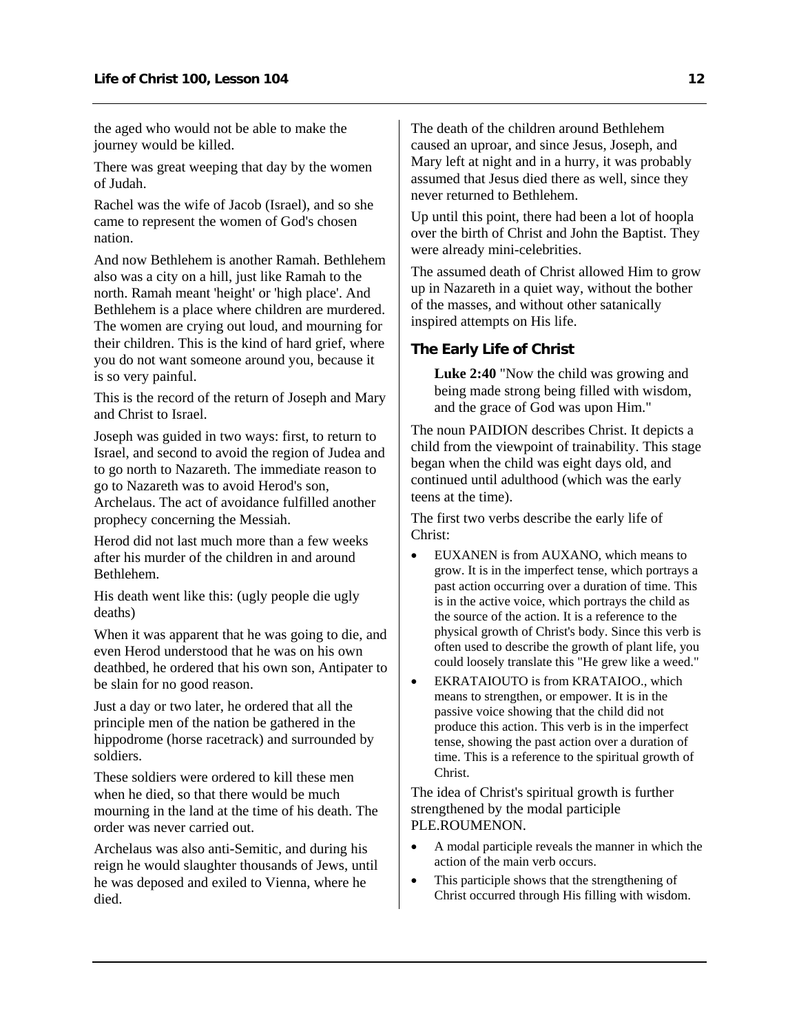the aged who would not be able to make the journey would be killed.

There was great weeping that day by the women of Judah.

Rachel was the wife of Jacob (Israel), and so she came to represent the women of God's chosen nation.

And now Bethlehem is another Ramah. Bethlehem also was a city on a hill, just like Ramah to the north. Ramah meant 'height' or 'high place'. And Bethlehem is a place where children are murdered. The women are crying out loud, and mourning for their children. This is the kind of hard grief, where you do not want someone around you, because it is so very painful.

This is the record of the return of Joseph and Mary and Christ to Israel.

Joseph was guided in two ways: first, to return to Israel, and second to avoid the region of Judea and to go north to Nazareth. The immediate reason to go to Nazareth was to avoid Herod's son, Archelaus. The act of avoidance fulfilled another prophecy concerning the Messiah.

Herod did not last much more than a few weeks after his murder of the children in and around Bethlehem.

His death went like this: (ugly people die ugly deaths)

When it was apparent that he was going to die, and even Herod understood that he was on his own deathbed, he ordered that his own son, Antipater to be slain for no good reason.

Just a day or two later, he ordered that all the principle men of the nation be gathered in the hippodrome (horse racetrack) and surrounded by soldiers.

These soldiers were ordered to kill these men when he died, so that there would be much mourning in the land at the time of his death. The order was never carried out.

Archelaus was also anti-Semitic, and during his reign he would slaughter thousands of Jews, until he was deposed and exiled to Vienna, where he died.

The death of the children around Bethlehem caused an uproar, and since Jesus, Joseph, and Mary left at night and in a hurry, it was probably assumed that Jesus died there as well, since they never returned to Bethlehem.

Up until this point, there had been a lot of hoopla over the birth of Christ and John the Baptist. They were already mini-celebrities.

The assumed death of Christ allowed Him to grow up in Nazareth in a quiet way, without the bother of the masses, and without other satanically inspired attempts on His life.

### The Early Life of Christ

> **Luke 2:40** "Now the child was growing and being made strong being filled with wisdom, and the grace of God was upon Him."

The noun PAIDION describes Christ. It depicts a child from the viewpoint of trainability. This stage began when the child was eight days old, and continued until adulthood (which was the early teens at the time).

The first two verbs describe the early life of Christ:

- EUXANEN is from AUXANO, which means to grow. It is in the imperfect tense, which portrays a past action occurring over a duration of time. This is in the active voice, which portrays the child as the source of the action. It is a reference to the physical growth of Christ's body. Since this verb is often used to describe the growth of plant life, you could loosely translate this "He grew like a weed."
- EKRATAIOUTO is from KRATAIOO., which means to strengthen, or empower. It is in the passive voice showing that the child did not produce this action. This verb is in the imperfect tense, showing the past action over a duration of time. This is a reference to the spiritual growth of Christ.

The idea of Christ's spiritual growth is further strengthened by the modal participle PLE.ROUMENON.

- A modal participle reveals the manner in which the action of the main verb occurs.
- This participle shows that the strengthening of Christ occurred through His filling with wisdom.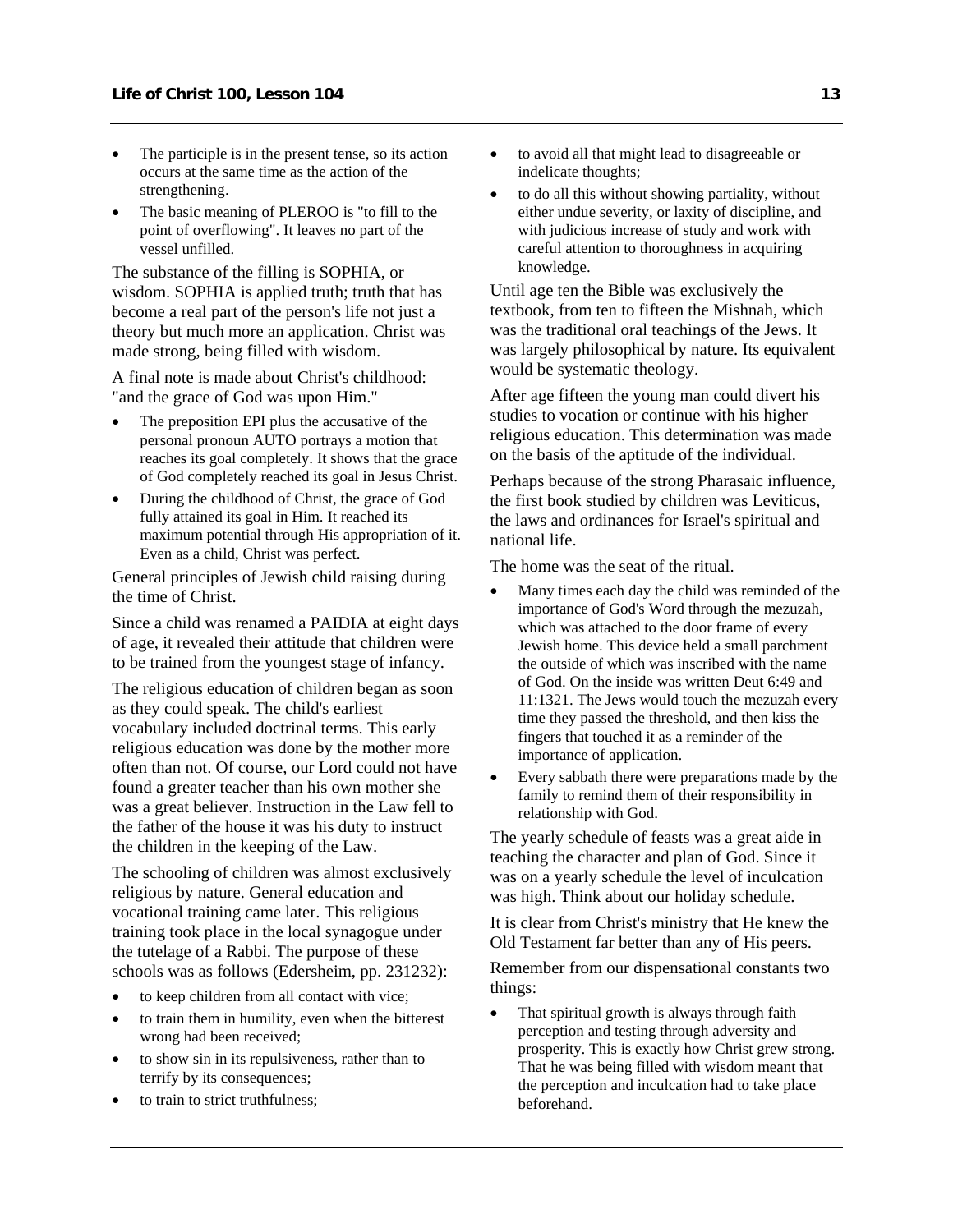- The participle is in the present tense, so its action occurs at the same time as the action of the strengthening.
- The basic meaning of PLEROO is "to fill to the point of overflowing". It leaves no part of the vessel unfilled.

The substance of the filling is SOPHIA, or wisdom. SOPHIA is applied truth; truth that has become a real part of the person's life not just a theory but much more an application. Christ was made strong, being filled with wisdom.

A final note is made about Christ's childhood: "and the grace of God was upon Him."

- The preposition EPI plus the accusative of the personal pronoun AUTO portrays a motion that reaches its goal completely. It shows that the grace of God completely reached its goal in Jesus Christ.
- During the childhood of Christ, the grace of God fully attained its goal in Him. It reached its maximum potential through His appropriation of it. Even as a child, Christ was perfect.

General principles of Jewish child raising during the time of Christ.

Since a child was renamed a PAIDIA at eight days of age, it revealed their attitude that children were to be trained from the youngest stage of infancy.

The religious education of children began as soon as they could speak. The child's earliest vocabulary included doctrinal terms. This early religious education was done by the mother more often than not. Of course, our Lord could not have found a greater teacher than his own mother she was a great believer. Instruction in the Law fell to the father of the house it was his duty to instruct the children in the keeping of the Law.

The schooling of children was almost exclusively religious by nature. General education and vocational training came later. This religious training took place in the local synagogue under the tutelage of a Rabbi. The purpose of these schools was as follows (Edersheim, pp. 231232):

- to keep children from all contact with vice;
- to train them in humility, even when the bitterest wrong had been received;
- to show sin in its repulsiveness, rather than to terrify by its consequences;
- to train to strict truthfulness;
- to avoid all that might lead to disagreeable or indelicate thoughts;
- to do all this without showing partiality, without either undue severity, or laxity of discipline, and with judicious increase of study and work with careful attention to thoroughness in acquiring knowledge.

Until age ten the Bible was exclusively the textbook, from ten to fifteen the Mishnah, which was the traditional oral teachings of the Jews. It was largely philosophical by nature. Its equivalent would be systematic theology.

After age fifteen the young man could divert his studies to vocation or continue with his higher religious education. This determination was made on the basis of the aptitude of the individual.

Perhaps because of the strong Pharasaic influence, the first book studied by children was Leviticus, the laws and ordinances for Israel's spiritual and national life.

The home was the seat of the ritual.

- Many times each day the child was reminded of the importance of God's Word through the mezuzah, which was attached to the door frame of every Jewish home. This device held a small parchment the outside of which was inscribed with the name of God. On the inside was written Deut 6:49 and 11:1321. The Jews would touch the mezuzah every time they passed the threshold, and then kiss the fingers that touched it as a reminder of the importance of application.
- Every sabbath there were preparations made by the family to remind them of their responsibility in relationship with God.

The yearly schedule of feasts was a great aide in teaching the character and plan of God. Since it was on a yearly schedule the level of inculcation was high. Think about our holiday schedule.

It is clear from Christ's ministry that He knew the Old Testament far better than any of His peers.

Remember from our dispensational constants two things:

- That spiritual growth is always through faith perception and testing through adversity and prosperity. This is exactly how Christ grew strong. That he was being filled with wisdom meant that the perception and inculcation had to take place beforehand.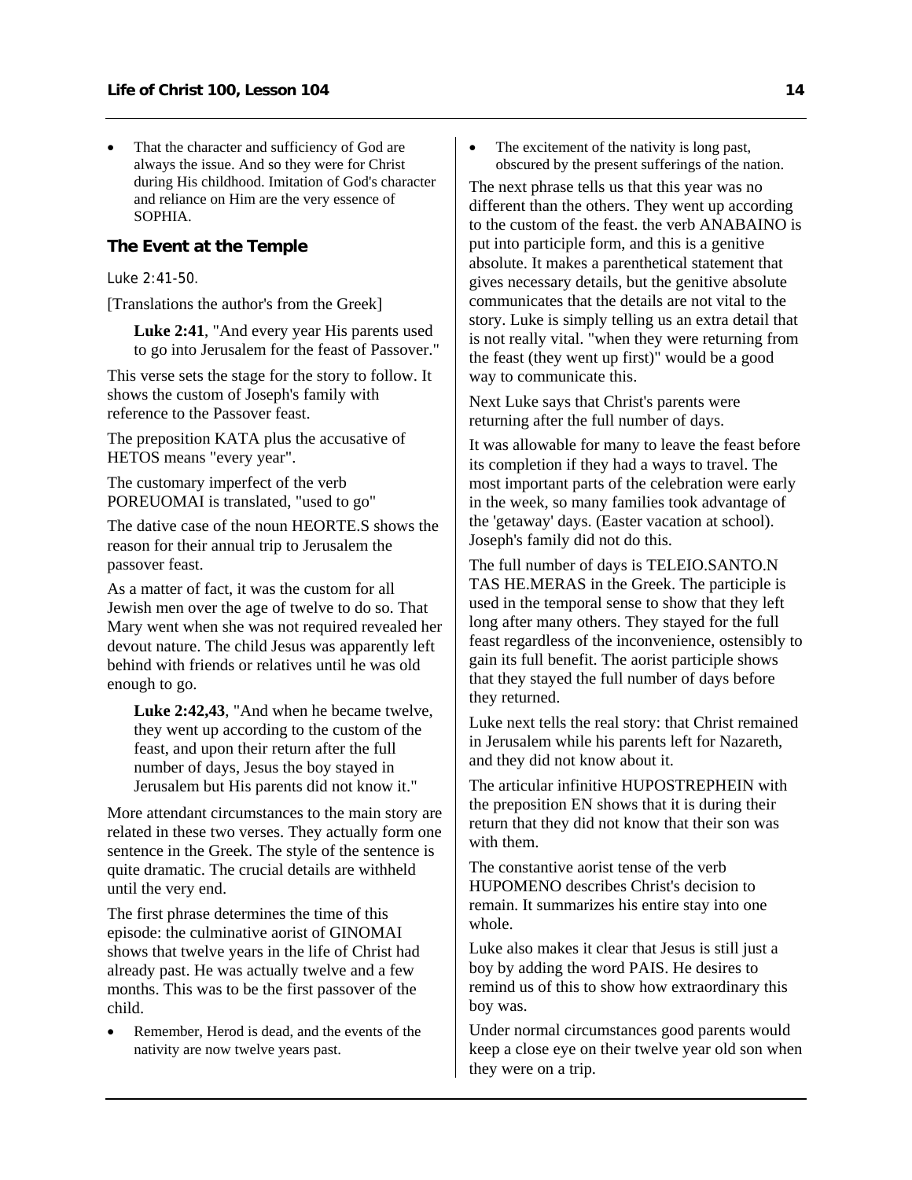- That the character and sufficiency of God are always the issue. And so they were for Christ during His childhood. Imitation of God's character and reliance on Him are the very essence of SOPHIA.

### The Event at the Temple

Luke 2:41-50.

[Translations the author's from the Greek]

> **Luke 2:41**, "And every year His parents used to go into Jerusalem for the feast of Passover."

This verse sets the stage for the story to follow. It shows the custom of Joseph's family with reference to the Passover feast.

The preposition KATA plus the accusative of HETOS means "every year".

The customary imperfect of the verb POREUOMAI is translated, "used to go"

The dative case of the noun HEORTE.S shows the reason for their annual trip to Jerusalem the passover feast.

As a matter of fact, it was the custom for all Jewish men over the age of twelve to do so. That Mary went when she was not required revealed her devout nature. The child Jesus was apparently left behind with friends or relatives until he was old enough to go.

> **Luke 2:42,43**, "And when he became twelve, they went up according to the custom of the feast, and upon their return after the full number of days, Jesus the boy stayed in Jerusalem but His parents did not know it."

More attendant circumstances to the main story are related in these two verses. They actually form one sentence in the Greek. The style of the sentence is quite dramatic. The crucial details are withheld until the very end.

The first phrase determines the time of this episode: the culminative aorist of GINOMAI shows that twelve years in the life of Christ had already past. He was actually twelve and a few months. This was to be the first passover of the child.

- Remember, Herod is dead, and the events of the nativity are now twelve years past.
- The excitement of the nativity is long past, obscured by the present sufferings of the nation.

The next phrase tells us that this year was no different than the others. They went up according to the custom of the feast. the verb ANABAINO is put into participle form, and this is a genitive absolute. It makes a parenthetical statement that gives necessary details, but the genitive absolute communicates that the details are not vital to the story. Luke is simply telling us an extra detail that is not really vital. "when they were returning from the feast (they went up first)" would be a good way to communicate this.

Next Luke says that Christ's parents were returning after the full number of days.

It was allowable for many to leave the feast before its completion if they had a ways to travel. The most important parts of the celebration were early in the week, so many families took advantage of the 'getaway' days. (Easter vacation at school). Joseph's family did not do this.

The full number of days is TELEIO.SANTO.N TAS HE.MERAS in the Greek. The participle is used in the temporal sense to show that they left long after many others. They stayed for the full feast regardless of the inconvenience, ostensibly to gain its full benefit. The aorist participle shows that they stayed the full number of days before they returned.

Luke next tells the real story: that Christ remained in Jerusalem while his parents left for Nazareth, and they did not know about it.

The articular infinitive HUPOSTREPHEIN with the preposition EN shows that it is during their return that they did not know that their son was with them.

The constantive aorist tense of the verb HUPOMENO describes Christ's decision to remain. It summarizes his entire stay into one whole.

Luke also makes it clear that Jesus is still just a boy by adding the word PAIS. He desires to remind us of this to show how extraordinary this boy was.

Under normal circumstances good parents would keep a close eye on their twelve year old son when they were on a trip.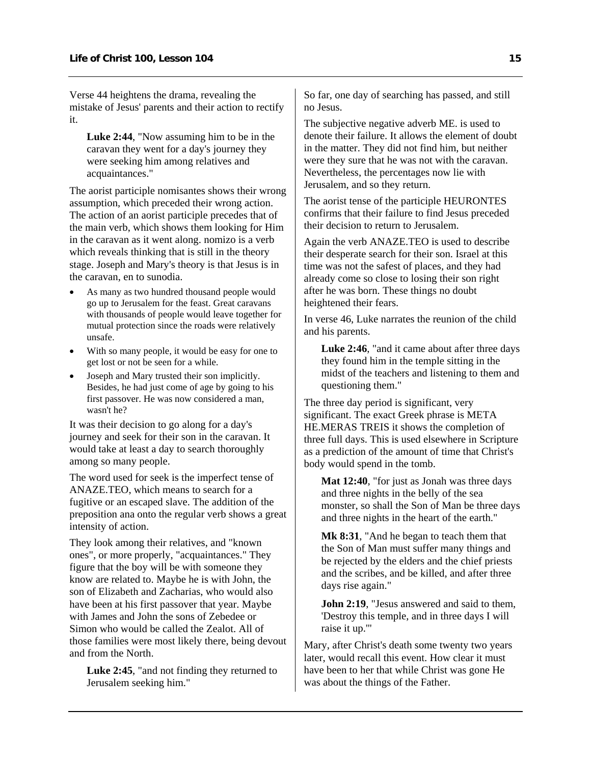Verse 44 heightens the drama, revealing the mistake of Jesus' parents and their action to rectify it.

> **Luke 2:44**, "Now assuming him to be in the caravan they went for a day's journey they were seeking him among relatives and acquaintances."

The aorist participle nomisantes shows their wrong assumption, which preceded their wrong action. The action of an aorist participle precedes that of the main verb, which shows them looking for Him in the caravan as it went along. nomizo is a verb which reveals thinking that is still in the theory stage. Joseph and Mary's theory is that Jesus is in the caravan, en to sunodia.

- As many as two hundred thousand people would go up to Jerusalem for the feast. Great caravans with thousands of people would leave together for mutual protection since the roads were relatively unsafe.
- With so many people, it would be easy for one to get lost or not be seen for a while.
- Joseph and Mary trusted their son implicitly. Besides, he had just come of age by going to his first passover. He was now considered a man, wasn't he?

It was their decision to go along for a day's journey and seek for their son in the caravan. It would take at least a day to search thoroughly among so many people.

The word used for seek is the imperfect tense of ANAZE.TEO, which means to search for a fugitive or an escaped slave. The addition of the preposition ana onto the regular verb shows a great intensity of action.

They look among their relatives, and "known ones", or more properly, "acquaintances." They figure that the boy will be with someone they know are related to. Maybe he is with John, the son of Elizabeth and Zacharias, who would also have been at his first passover that year. Maybe with James and John the sons of Zebedee or Simon who would be called the Zealot. All of those families were most likely there, being devout and from the North.

> **Luke 2:45**, "and not finding they returned to Jerusalem seeking him."

So far, one day of searching has passed, and still no Jesus.

The subjective negative adverb ME. is used to denote their failure. It allows the element of doubt in the matter. They did not find him, but neither were they sure that he was not with the caravan. Nevertheless, the percentages now lie with Jerusalem, and so they return.

The aorist tense of the participle HEURONTES confirms that their failure to find Jesus preceded their decision to return to Jerusalem.

Again the verb ANAZE.TEO is used to describe their desperate search for their son. Israel at this time was not the safest of places, and they had already come so close to losing their son right after he was born. These things no doubt heightened their fears.

In verse 46, Luke narrates the reunion of the child and his parents.

> **Luke 2:46**, "and it came about after three days they found him in the temple sitting in the midst of the teachers and listening to them and questioning them."

The three day period is significant, very significant. The exact Greek phrase is META HE.MERAS TREIS it shows the completion of three full days. This is used elsewhere in Scripture as a prediction of the amount of time that Christ's body would spend in the tomb.

> **Mat 12:40**, "for just as Jonah was three days and three nights in the belly of the sea monster, so shall the Son of Man be three days and three nights in the heart of the earth."

> **Mk 8:31**, "And he began to teach them that the Son of Man must suffer many things and be rejected by the elders and the chief priests and the scribes, and be killed, and after three days rise again."

> **John 2:19**, "Jesus answered and said to them, 'Destroy this temple, and in three days I will raise it up.'"

Mary, after Christ's death some twenty two years later, would recall this event. How clear it must have been to her that while Christ was gone He was about the things of the Father.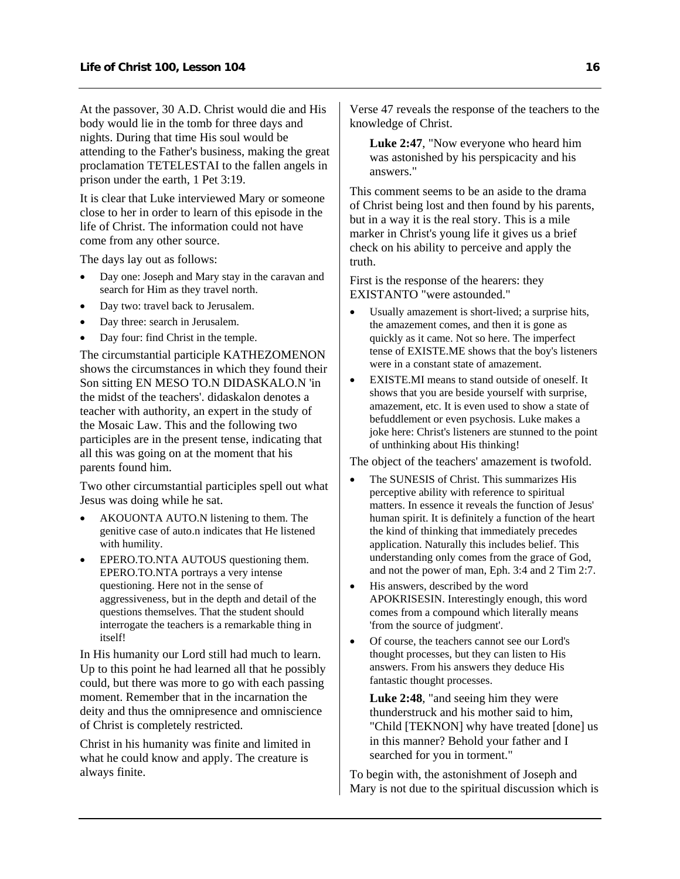At the passover, 30 A.D. Christ would die and His body would lie in the tomb for three days and nights. During that time His soul would be attending to the Father's business, making the great proclamation TETELESTAI to the fallen angels in prison under the earth, 1 Pet 3:19.

It is clear that Luke interviewed Mary or someone close to her in order to learn of this episode in the life of Christ. The information could not have come from any other source.

The days lay out as follows:

- Day one: Joseph and Mary stay in the caravan and search for Him as they travel north.
- Day two: travel back to Jerusalem.
- Day three: search in Jerusalem.
- Day four: find Christ in the temple.

The circumstantial participle KATHEZOMENON shows the circumstances in which they found their Son sitting EN MESO TO.N DIDASKALO.N 'in the midst of the teachers'. didaskalon denotes a teacher with authority, an expert in the study of the Mosaic Law. This and the following two participles are in the present tense, indicating that all this was going on at the moment that his parents found him.

Two other circumstantial participles spell out what Jesus was doing while he sat.

- AKOUONTA AUTO.N listening to them. The genitive case of auto.n indicates that He listened with humility.
- EPERO.TO.NTA AUTOUS questioning them. EPERO.TO.NTA portrays a very intense questioning. Here not in the sense of aggressiveness, but in the depth and detail of the questions themselves. That the student should interrogate the teachers is a remarkable thing in itself!

In His humanity our Lord still had much to learn. Up to this point he had learned all that he possibly could, but there was more to go with each passing moment. Remember that in the incarnation the deity and thus the omnipresence and omniscience of Christ is completely restricted.

Christ in his humanity was finite and limited in what he could know and apply. The creature is always finite.

Verse 47 reveals the response of the teachers to the knowledge of Christ.

> **Luke 2:47**, "Now everyone who heard him was astonished by his perspicacity and his answers."

This comment seems to be an aside to the drama of Christ being lost and then found by his parents, but in a way it is the real story. This is a mile marker in Christ's young life it gives us a brief check on his ability to perceive and apply the truth.

First is the response of the hearers: they EXISTANTO "were astounded."

- Usually amazement is short-lived; a surprise hits, the amazement comes, and then it is gone as quickly as it came. Not so here. The imperfect tense of EXISTE.ME shows that the boy's listeners were in a constant state of amazement.
- EXISTE.MI means to stand outside of oneself. It shows that you are beside yourself with surprise, amazement, etc. It is even used to show a state of befuddlement or even psychosis. Luke makes a joke here: Christ's listeners are stunned to the point of unthinking about His thinking!

The object of the teachers' amazement is twofold.

- The SUNESIS of Christ. This summarizes His perceptive ability with reference to spiritual matters. In essence it reveals the function of Jesus' human spirit. It is definitely a function of the heart the kind of thinking that immediately precedes application. Naturally this includes belief. This understanding only comes from the grace of God, and not the power of man, Eph. 3:4 and 2 Tim 2:7.
- His answers, described by the word APOKRISESIN. Interestingly enough, this word comes from a compound which literally means 'from the source of judgment'.
- Of course, the teachers cannot see our Lord's thought processes, but they can listen to His answers. From his answers they deduce His fantastic thought processes.

> **Luke 2:48**, "and seeing him they were thunderstruck and his mother said to him, "Child [TEKNON] why have treated [done] us in this manner? Behold your father and I searched for you in torment."

To begin with, the astonishment of Joseph and Mary is not due to the spiritual discussion which is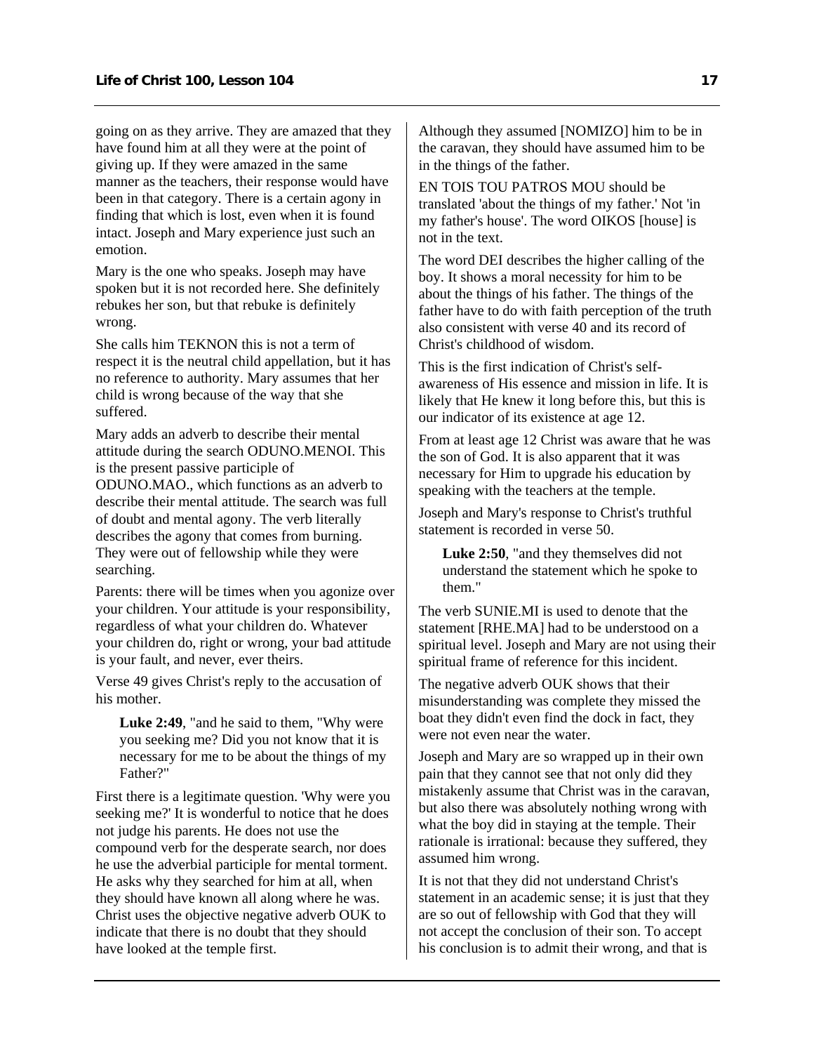going on as they arrive. They are amazed that they have found him at all they were at the point of giving up. If they were amazed in the same manner as the teachers, their response would have been in that category. There is a certain agony in finding that which is lost, even when it is found intact. Joseph and Mary experience just such an emotion.

Mary is the one who speaks. Joseph may have spoken but it is not recorded here. She definitely rebukes her son, but that rebuke is definitely wrong.

She calls him TEKNON this is not a term of respect it is the neutral child appellation, but it has no reference to authority. Mary assumes that her child is wrong because of the way that she suffered.

Mary adds an adverb to describe their mental attitude during the search ODUNO.MENOI. This is the present passive participle of ODUNO.MAO., which functions as an adverb to describe their mental attitude. The search was full of doubt and mental agony. The verb literally describes the agony that comes from burning. They were out of fellowship while they were searching.

Parents: there will be times when you agonize over your children. Your attitude is your responsibility, regardless of what your children do. Whatever your children do, right or wrong, your bad attitude is your fault, and never, ever theirs.

Verse 49 gives Christ's reply to the accusation of his mother.

> **Luke 2:49**, "and he said to them, "Why were you seeking me? Did you not know that it is necessary for me to be about the things of my Father?"

First there is a legitimate question. 'Why were you seeking me?' It is wonderful to notice that he does not judge his parents. He does not use the compound verb for the desperate search, nor does he use the adverbial participle for mental torment. He asks why they searched for him at all, when they should have known all along where he was. Christ uses the objective negative adverb OUK to indicate that there is no doubt that they should have looked at the temple first.

Although they assumed [NOMIZO] him to be in the caravan, they should have assumed him to be in the things of the father.

EN TOIS TOU PATROS MOU should be translated 'about the things of my father.' Not 'in my father's house'. The word OIKOS [house] is not in the text.

The word DEI describes the higher calling of the boy. It shows a moral necessity for him to be about the things of his father. The things of the father have to do with faith perception of the truth also consistent with verse 40 and its record of Christ's childhood of wisdom.

This is the first indication of Christ's self-awareness of His essence and mission in life. It is likely that He knew it long before this, but this is our indicator of its existence at age 12.

From at least age 12 Christ was aware that he was the son of God. It is also apparent that it was necessary for Him to upgrade his education by speaking with the teachers at the temple.

Joseph and Mary's response to Christ's truthful statement is recorded in verse 50.

> **Luke 2:50**, "and they themselves did not understand the statement which he spoke to them."

The verb SUNIE.MI is used to denote that the statement [RHE.MA] had to be understood on a spiritual level. Joseph and Mary are not using their spiritual frame of reference for this incident.

The negative adverb OUK shows that their misunderstanding was complete they missed the boat they didn't even find the dock in fact, they were not even near the water.

Joseph and Mary are so wrapped up in their own pain that they cannot see that not only did they mistakenly assume that Christ was in the caravan, but also there was absolutely nothing wrong with what the boy did in staying at the temple. Their rationale is irrational: because they suffered, they assumed him wrong.

It is not that they did not understand Christ's statement in an academic sense; it is just that they are so out of fellowship with God that they will not accept the conclusion of their son. To accept his conclusion is to admit their wrong, and that is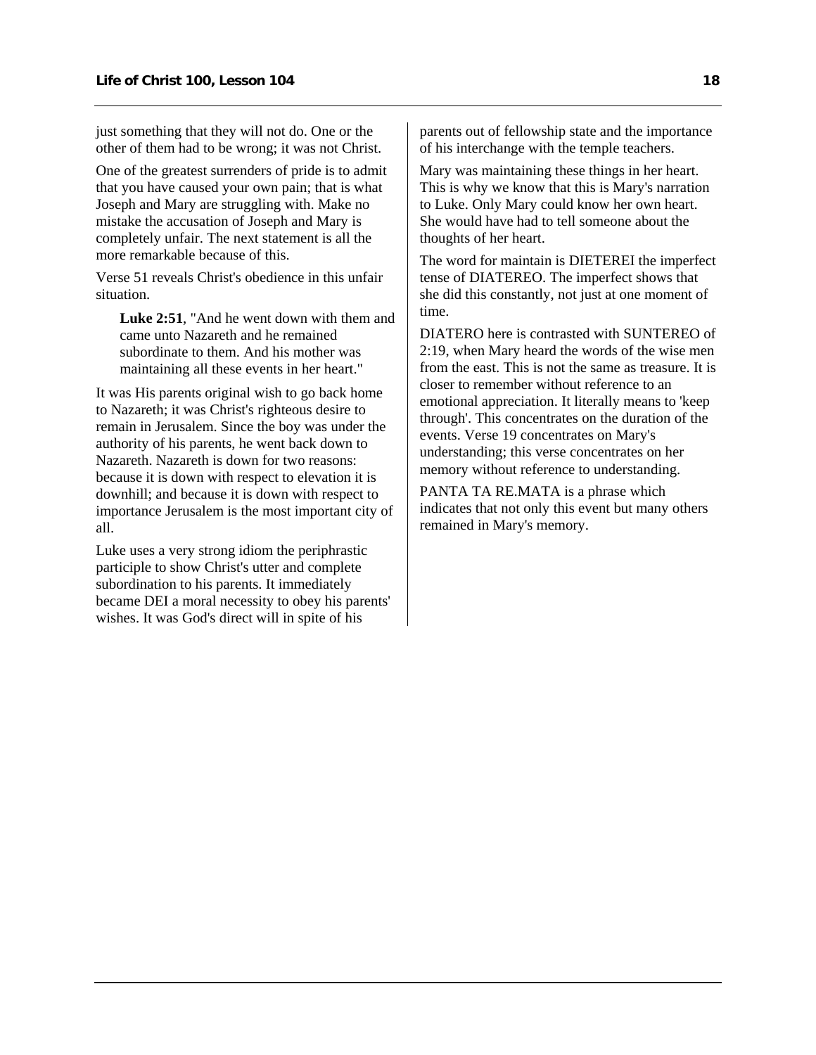just something that they will not do. One or the other of them had to be wrong; it was not Christ.

One of the greatest surrenders of pride is to admit that you have caused your own pain; that is what Joseph and Mary are struggling with. Make no mistake the accusation of Joseph and Mary is completely unfair. The next statement is all the more remarkable because of this.

Verse 51 reveals Christ's obedience in this unfair situation.

> **Luke 2:51**, "And he went down with them and came unto Nazareth and he remained subordinate to them. And his mother was maintaining all these events in her heart."

It was His parents original wish to go back home to Nazareth; it was Christ's righteous desire to remain in Jerusalem. Since the boy was under the authority of his parents, he went back down to Nazareth. Nazareth is down for two reasons: because it is down with respect to elevation it is downhill; and because it is down with respect to importance Jerusalem is the most important city of all.

Luke uses a very strong idiom the periphrastic participle to show Christ's utter and complete subordination to his parents. It immediately became DEI a moral necessity to obey his parents' wishes. It was God's direct will in spite of his parents out of fellowship state and the importance of his interchange with the temple teachers.

Mary was maintaining these things in her heart. This is why we know that this is Mary's narration to Luke. Only Mary could know her own heart. She would have had to tell someone about the thoughts of her heart.

The word for maintain is DIETEREI the imperfect tense of DIATEREO. The imperfect shows that she did this constantly, not just at one moment of time.

DIATERO here is contrasted with SUNTEREO of 2:19, when Mary heard the words of the wise men from the east. This is not the same as treasure. It is closer to remember without reference to an emotional appreciation. It literally means to 'keep through'. This concentrates on the duration of the events. Verse 19 concentrates on Mary's understanding; this verse concentrates on her memory without reference to understanding.

PANTA TA RE.MATA is a phrase which indicates that not only this event but many others remained in Mary's memory.